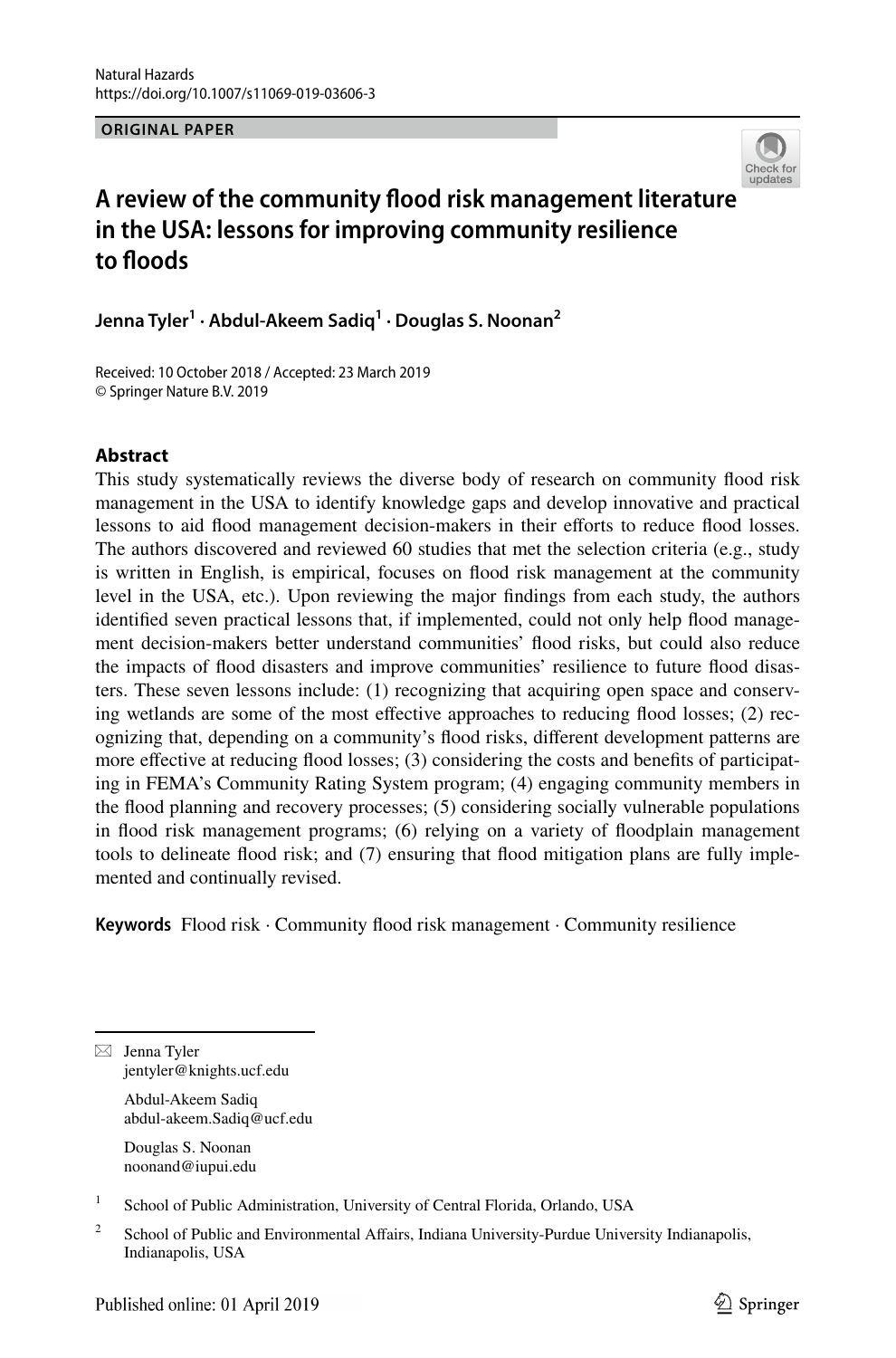Natural Hazards
https://doi.org/10.1007/s11069-019-03606-3

**ORIGINAL PAPER**

# A review of the community flood risk management literature in the USA: lessons for improving community resilience to floods

**Jenna Tyler[1] · Abdul-Akeem Sadiq[1] · Douglas S. Noonan[2]**

Received: 10 October 2018 / Accepted: 23 March 2019
© Springer Nature B.V. 2019

## Abstract

This study systematically reviews the diverse body of research on community flood risk management in the USA to identify knowledge gaps and develop innovative and practical lessons to aid flood management decision-makers in their efforts to reduce flood losses. The authors discovered and reviewed 60 studies that met the selection criteria (e.g., study is written in English, is empirical, focuses on flood risk management at the community level in the USA, etc.). Upon reviewing the major findings from each study, the authors identified seven practical lessons that, if implemented, could not only help flood management decision-makers better understand communities' flood risks, but could also reduce the impacts of flood disasters and improve communities' resilience to future flood disasters. These seven lessons include: (1) recognizing that acquiring open space and conserving wetlands are some of the most effective approaches to reducing flood losses; (2) recognizing that, depending on a community's flood risks, different development patterns are more effective at reducing flood losses; (3) considering the costs and benefits of participating in FEMA's Community Rating System program; (4) engaging community members in the flood planning and recovery processes; (5) considering socially vulnerable populations in flood risk management programs; (6) relying on a variety of floodplain management tools to delineate flood risk; and (7) ensuring that flood mitigation plans are fully implemented and continually revised.

**Keywords** Flood risk · Community flood risk management · Community resilience

✉ Jenna Tyler
jentyler@knights.ucf.edu

Abdul-Akeem Sadiq
abdul-akeem.Sadiq@ucf.edu

Douglas S. Noonan
noonand@iupui.edu

[1] School of Public Administration, University of Central Florida, Orlando, USA

[2] School of Public and Environmental Affairs, Indiana University-Purdue University Indianapolis, Indianapolis, USA

Published online: 01 April 2019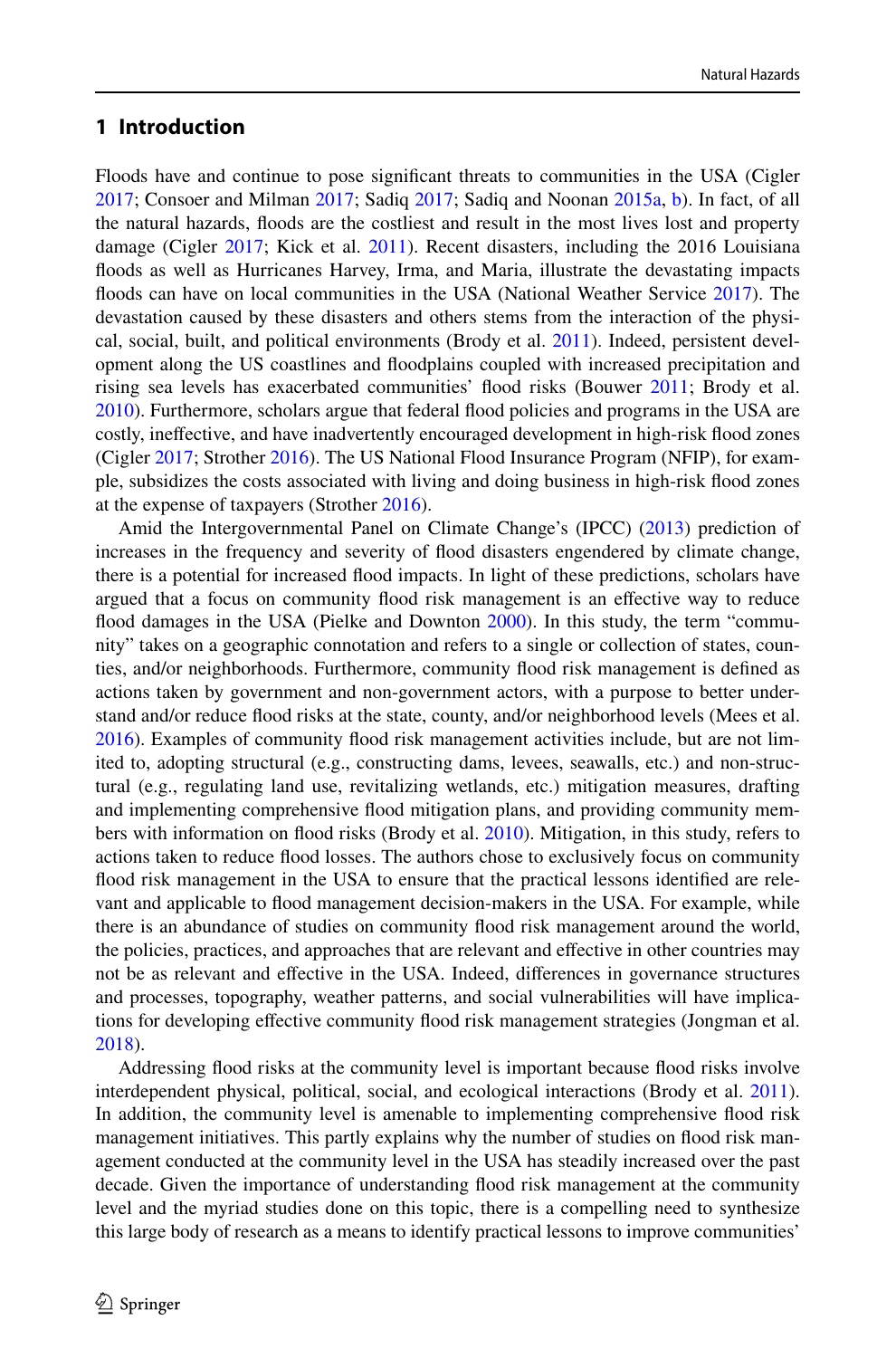## 1 Introduction

Floods have and continue to pose significant threats to communities in the USA (Cigler 2017; Consoer and Milman 2017; Sadiq 2017; Sadiq and Noonan 2015a, b). In fact, of all the natural hazards, floods are the costliest and result in the most lives lost and property damage (Cigler 2017; Kick et al. 2011). Recent disasters, including the 2016 Louisiana floods as well as Hurricanes Harvey, Irma, and Maria, illustrate the devastating impacts floods can have on local communities in the USA (National Weather Service 2017). The devastation caused by these disasters and others stems from the interaction of the physical, social, built, and political environments (Brody et al. 2011). Indeed, persistent development along the US coastlines and floodplains coupled with increased precipitation and rising sea levels has exacerbated communities' flood risks (Bouwer 2011; Brody et al. 2010). Furthermore, scholars argue that federal flood policies and programs in the USA are costly, ineffective, and have inadvertently encouraged development in high-risk flood zones (Cigler 2017; Strother 2016). The US National Flood Insurance Program (NFIP), for example, subsidizes the costs associated with living and doing business in high-risk flood zones at the expense of taxpayers (Strother 2016).

Amid the Intergovernmental Panel on Climate Change's (IPCC) (2013) prediction of increases in the frequency and severity of flood disasters engendered by climate change, there is a potential for increased flood impacts. In light of these predictions, scholars have argued that a focus on community flood risk management is an effective way to reduce flood damages in the USA (Pielke and Downton 2000). In this study, the term "community" takes on a geographic connotation and refers to a single or collection of states, counties, and/or neighborhoods. Furthermore, community flood risk management is defined as actions taken by government and non-government actors, with a purpose to better understand and/or reduce flood risks at the state, county, and/or neighborhood levels (Mees et al. 2016). Examples of community flood risk management activities include, but are not limited to, adopting structural (e.g., constructing dams, levees, seawalls, etc.) and non-structural (e.g., regulating land use, revitalizing wetlands, etc.) mitigation measures, drafting and implementing comprehensive flood mitigation plans, and providing community members with information on flood risks (Brody et al. 2010). Mitigation, in this study, refers to actions taken to reduce flood losses. The authors chose to exclusively focus on community flood risk management in the USA to ensure that the practical lessons identified are relevant and applicable to flood management decision-makers in the USA. For example, while there is an abundance of studies on community flood risk management around the world, the policies, practices, and approaches that are relevant and effective in other countries may not be as relevant and effective in the USA. Indeed, differences in governance structures and processes, topography, weather patterns, and social vulnerabilities will have implications for developing effective community flood risk management strategies (Jongman et al. 2018).

Addressing flood risks at the community level is important because flood risks involve interdependent physical, political, social, and ecological interactions (Brody et al. 2011). In addition, the community level is amenable to implementing comprehensive flood risk management initiatives. This partly explains why the number of studies on flood risk management conducted at the community level in the USA has steadily increased over the past decade. Given the importance of understanding flood risk management at the community level and the myriad studies done on this topic, there is a compelling need to synthesize this large body of research as a means to identify practical lessons to improve communities'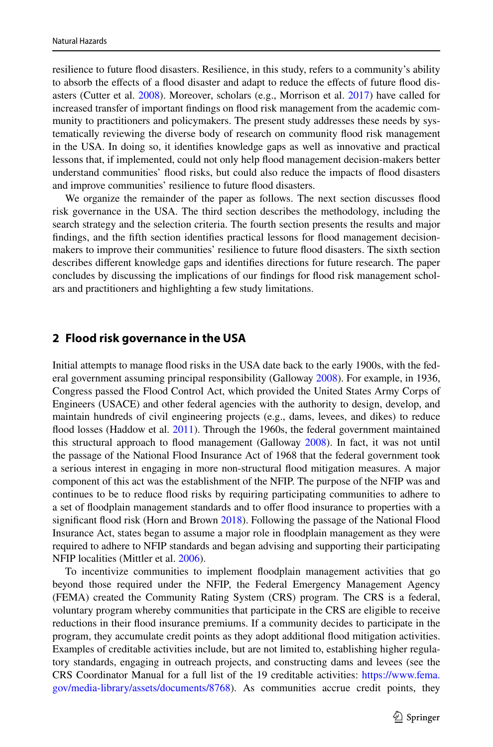resilience to future flood disasters. Resilience, in this study, refers to a community's ability to absorb the effects of a flood disaster and adapt to reduce the effects of future flood disasters (Cutter et al. 2008). Moreover, scholars (e.g., Morrison et al. 2017) have called for increased transfer of important findings on flood risk management from the academic community to practitioners and policymakers. The present study addresses these needs by systematically reviewing the diverse body of research on community flood risk management in the USA. In doing so, it identifies knowledge gaps as well as innovative and practical lessons that, if implemented, could not only help flood management decision-makers better understand communities' flood risks, but could also reduce the impacts of flood disasters and improve communities' resilience to future flood disasters.

We organize the remainder of the paper as follows. The next section discusses flood risk governance in the USA. The third section describes the methodology, including the search strategy and the selection criteria. The fourth section presents the results and major findings, and the fifth section identifies practical lessons for flood management decision-makers to improve their communities' resilience to future flood disasters. The sixth section describes different knowledge gaps and identifies directions for future research. The paper concludes by discussing the implications of our findings for flood risk management scholars and practitioners and highlighting a few study limitations.

## 2 Flood risk governance in the USA

Initial attempts to manage flood risks in the USA date back to the early 1900s, with the federal government assuming principal responsibility (Galloway 2008). For example, in 1936, Congress passed the Flood Control Act, which provided the United States Army Corps of Engineers (USACE) and other federal agencies with the authority to design, develop, and maintain hundreds of civil engineering projects (e.g., dams, levees, and dikes) to reduce flood losses (Haddow et al. 2011). Through the 1960s, the federal government maintained this structural approach to flood management (Galloway 2008). In fact, it was not until the passage of the National Flood Insurance Act of 1968 that the federal government took a serious interest in engaging in more non-structural flood mitigation measures. A major component of this act was the establishment of the NFIP. The purpose of the NFIP was and continues to be to reduce flood risks by requiring participating communities to adhere to a set of floodplain management standards and to offer flood insurance to properties with a significant flood risk (Horn and Brown 2018). Following the passage of the National Flood Insurance Act, states began to assume a major role in floodplain management as they were required to adhere to NFIP standards and began advising and supporting their participating NFIP localities (Mittler et al. 2006).

To incentivize communities to implement floodplain management activities that go beyond those required under the NFIP, the Federal Emergency Management Agency (FEMA) created the Community Rating System (CRS) program. The CRS is a federal, voluntary program whereby communities that participate in the CRS are eligible to receive reductions in their flood insurance premiums. If a community decides to participate in the program, they accumulate credit points as they adopt additional flood mitigation activities. Examples of creditable activities include, but are not limited to, establishing higher regulatory standards, engaging in outreach projects, and constructing dams and levees (see the CRS Coordinator Manual for a full list of the 19 creditable activities: https://www.fema.gov/media-library/assets/documents/8768). As communities accrue credit points, they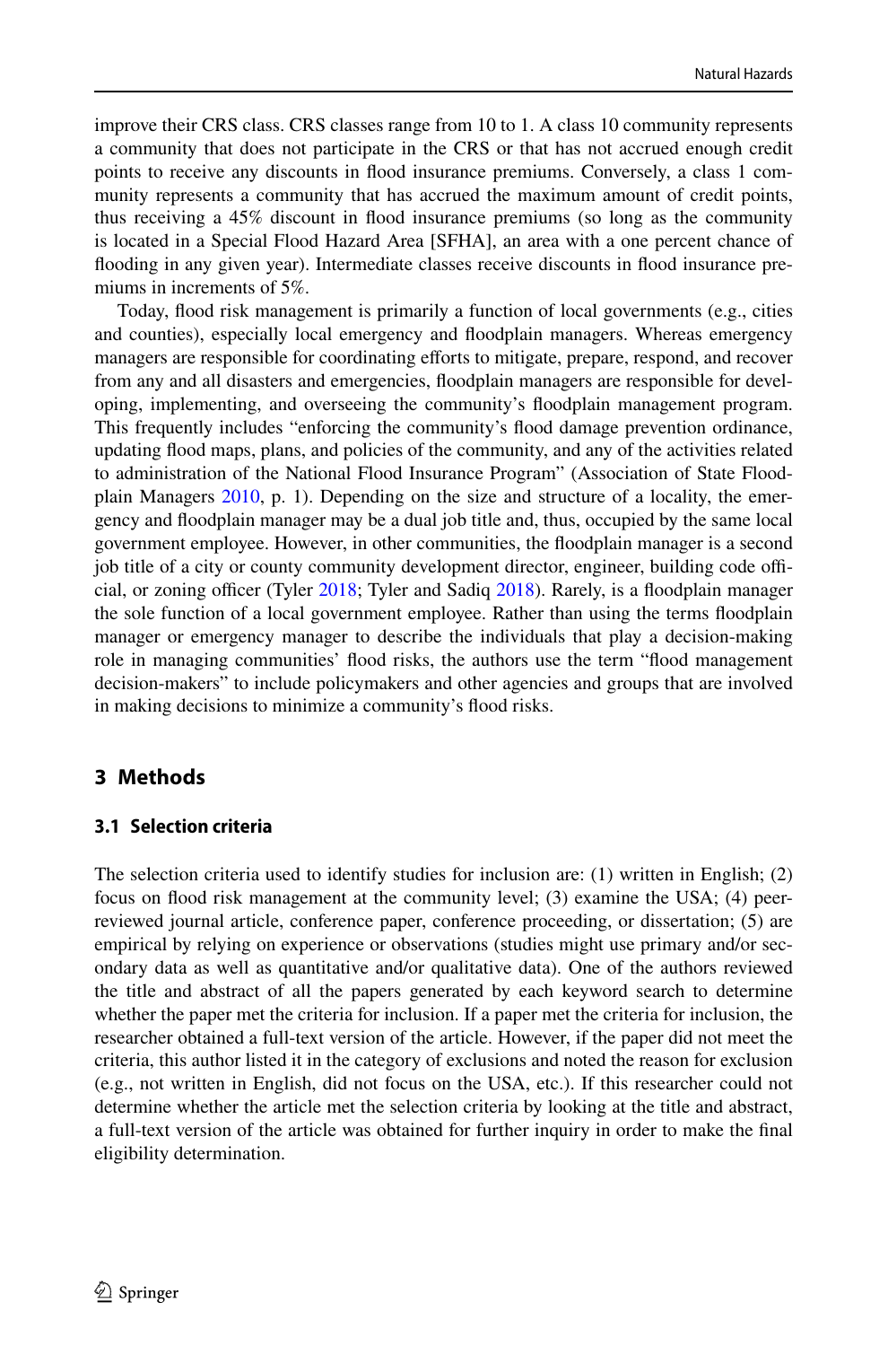improve their CRS class. CRS classes range from 10 to 1. A class 10 community represents a community that does not participate in the CRS or that has not accrued enough credit points to receive any discounts in flood insurance premiums. Conversely, a class 1 community represents a community that has accrued the maximum amount of credit points, thus receiving a 45% discount in flood insurance premiums (so long as the community is located in a Special Flood Hazard Area [SFHA], an area with a one percent chance of flooding in any given year). Intermediate classes receive discounts in flood insurance premiums in increments of 5%.

Today, flood risk management is primarily a function of local governments (e.g., cities and counties), especially local emergency and floodplain managers. Whereas emergency managers are responsible for coordinating efforts to mitigate, prepare, respond, and recover from any and all disasters and emergencies, floodplain managers are responsible for developing, implementing, and overseeing the community's floodplain management program. This frequently includes "enforcing the community's flood damage prevention ordinance, updating flood maps, plans, and policies of the community, and any of the activities related to administration of the National Flood Insurance Program" (Association of State Floodplain Managers 2010, p. 1). Depending on the size and structure of a locality, the emergency and floodplain manager may be a dual job title and, thus, occupied by the same local government employee. However, in other communities, the floodplain manager is a second job title of a city or county community development director, engineer, building code official, or zoning officer (Tyler 2018; Tyler and Sadiq 2018). Rarely, is a floodplain manager the sole function of a local government employee. Rather than using the terms floodplain manager or emergency manager to describe the individuals that play a decision-making role in managing communities' flood risks, the authors use the term "flood management decision-makers" to include policymakers and other agencies and groups that are involved in making decisions to minimize a community's flood risks.

## 3 Methods

### 3.1 Selection criteria

The selection criteria used to identify studies for inclusion are: (1) written in English; (2) focus on flood risk management at the community level; (3) examine the USA; (4) peer-reviewed journal article, conference paper, conference proceeding, or dissertation; (5) are empirical by relying on experience or observations (studies might use primary and/or secondary data as well as quantitative and/or qualitative data). One of the authors reviewed the title and abstract of all the papers generated by each keyword search to determine whether the paper met the criteria for inclusion. If a paper met the criteria for inclusion, the researcher obtained a full-text version of the article. However, if the paper did not meet the criteria, this author listed it in the category of exclusions and noted the reason for exclusion (e.g., not written in English, did not focus on the USA, etc.). If this researcher could not determine whether the article met the selection criteria by looking at the title and abstract, a full-text version of the article was obtained for further inquiry in order to make the final eligibility determination.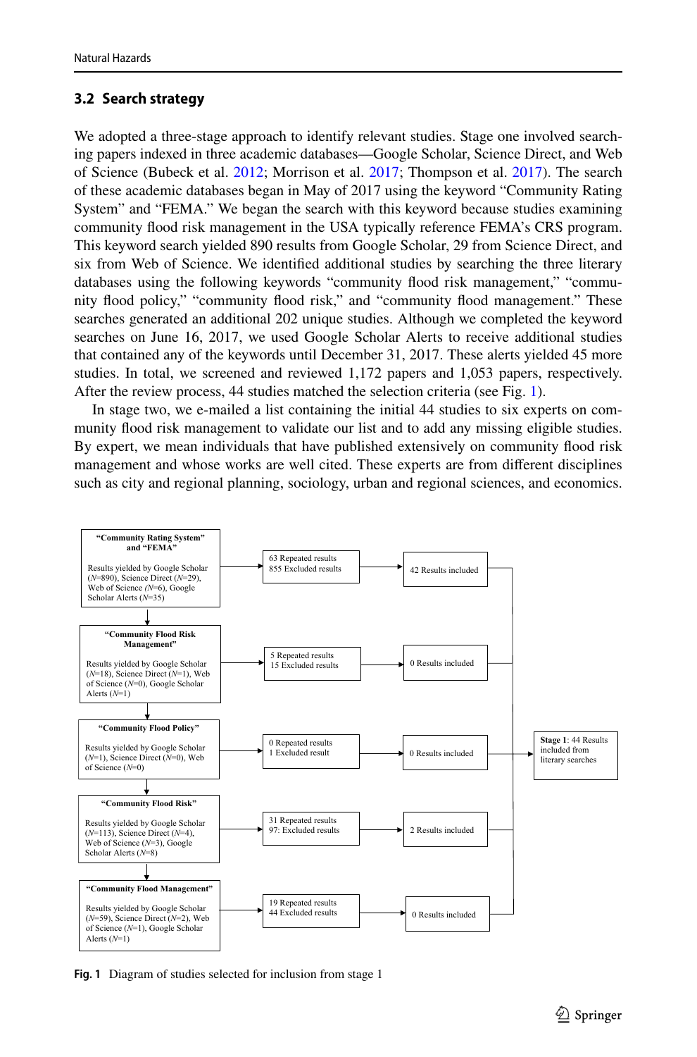### 3.2 Search strategy

We adopted a three-stage approach to identify relevant studies. Stage one involved searching papers indexed in three academic databases—Google Scholar, Science Direct, and Web of Science (Bubeck et al. 2012; Morrison et al. 2017; Thompson et al. 2017). The search of these academic databases began in May of 2017 using the keyword "Community Rating System" and "FEMA." We began the search with this keyword because studies examining community flood risk management in the USA typically reference FEMA's CRS program. This keyword search yielded 890 results from Google Scholar, 29 from Science Direct, and six from Web of Science. We identified additional studies by searching the three literary databases using the following keywords "community flood risk management," "community flood policy," "community flood risk," and "community flood management." These searches generated an additional 202 unique studies. Although we completed the keyword searches on June 16, 2017, we used Google Scholar Alerts to receive additional studies that contained any of the keywords until December 31, 2017. These alerts yielded 45 more studies. In total, we screened and reviewed 1,172 papers and 1,053 papers, respectively. After the review process, 44 studies matched the selection criteria (see Fig. 1).

In stage two, we e-mailed a list containing the initial 44 studies to six experts on community flood risk management to validate our list and to add any missing eligible studies. By expert, we mean individuals that have published extensively on community flood risk management and whose works are well cited. These experts are from different disciplines such as city and regional planning, sociology, urban and regional sciences, and economics.

**"Community Rating System" and "FEMA"**
Results yielded by Google Scholar ($N$=890), Science Direct ($N$=29), Web of Science ($N$=6), Google Scholar Alerts ($N$=35)
→ 63 Repeated results, 855 Excluded results → 42 Results included

**"Community Flood Risk Management"**
Results yielded by Google Scholar ($N$=18), Science Direct ($N$=1), Web of Science ($N$=0), Google Scholar Alerts ($N$=1)
→ 5 Repeated results, 15 Excluded results → 0 Results included

**"Community Flood Policy"**
Results yielded by Google Scholar ($N$=1), Science Direct ($N$=0), Web of Science ($N$=0)
→ 0 Repeated results, 1 Excluded result → 0 Results included

**"Community Flood Risk"**
Results yielded by Google Scholar ($N$=113), Science Direct ($N$=4), Web of Science ($N$=3), Google Scholar Alerts ($N$=8)
→ 31 Repeated results, 97: Excluded results → 2 Results included

**"Community Flood Management"**
Results yielded by Google Scholar ($N$=59), Science Direct ($N$=2), Web of Science ($N$=1), Google Scholar Alerts ($N$=1)
→ 19 Repeated results, 44 Excluded results → 0 Results included

→ **Stage 1**: 44 Results included from literary searches

**Fig. 1** Diagram of studies selected for inclusion from stage 1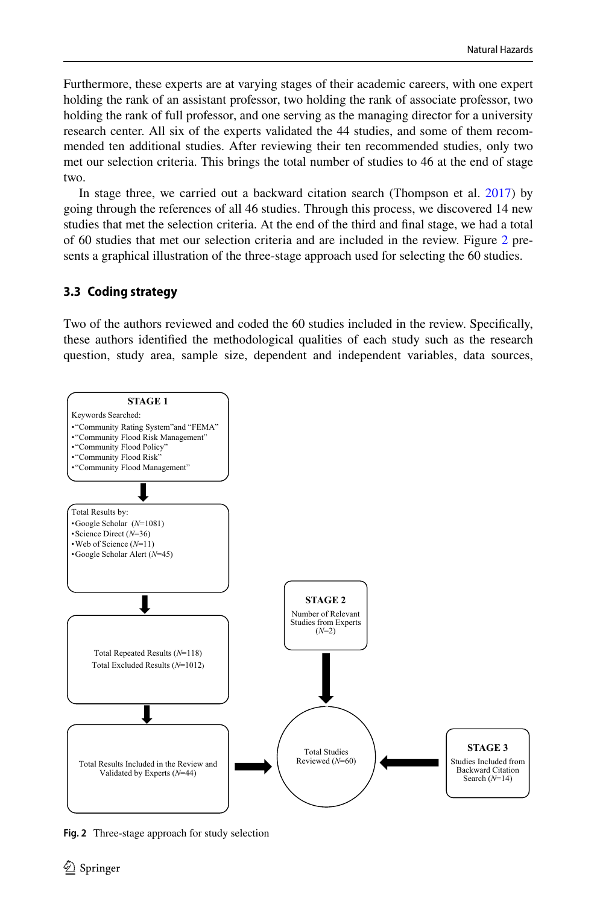Furthermore, these experts are at varying stages of their academic careers, with one expert holding the rank of an assistant professor, two holding the rank of associate professor, two holding the rank of full professor, and one serving as the managing director for a university research center. All six of the experts validated the 44 studies, and some of them recommended ten additional studies. After reviewing their ten recommended studies, only two met our selection criteria. This brings the total number of studies to 46 at the end of stage two.

In stage three, we carried out a backward citation search (Thompson et al. 2017) by going through the references of all 46 studies. Through this process, we discovered 14 new studies that met the selection criteria. At the end of the third and final stage, we had a total of 60 studies that met our selection criteria and are included in the review. Figure 2 presents a graphical illustration of the three-stage approach used for selecting the 60 studies.

### 3.3 Coding strategy

Two of the authors reviewed and coded the 60 studies included in the review. Specifically, these authors identified the methodological qualities of each study such as the research question, study area, sample size, dependent and independent variables, data sources,

**STAGE 1**

Keywords Searched:

- "Community Rating System" and "FEMA"
- "Community Flood Risk Management"
- "Community Flood Policy"
- "Community Flood Risk"
- "Community Flood Management"

Total Results by:

- Google Scholar ($N$=1081)
- Science Direct ($N$=36)
- Web of Science ($N$=11)
- Google Scholar Alert ($N$=45)

Total Repeated Results ($N$=118)
Total Excluded Results ($N$=1012)

Total Results Included in the Review and Validated by Experts ($N$=44)

**STAGE 2**

Number of Relevant Studies from Experts ($N$=2)

Total Studies Reviewed ($N$=60)

**STAGE 3**

Studies Included from Backward Citation Search ($N$=14)

**Fig. 2** Three-stage approach for study selection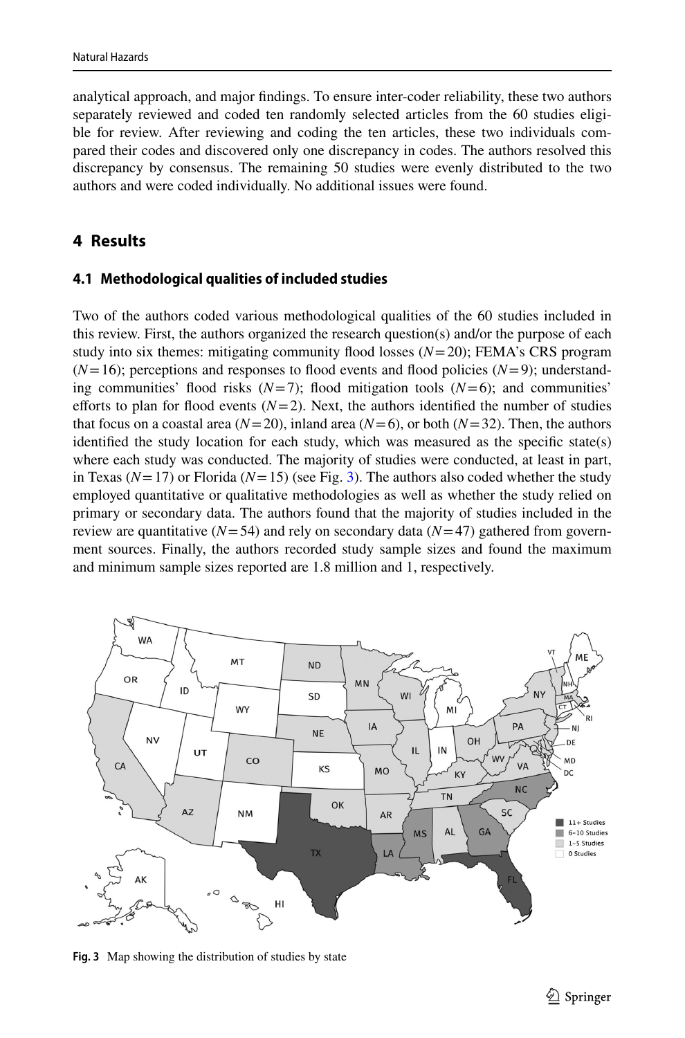analytical approach, and major findings. To ensure inter-coder reliability, these two authors separately reviewed and coded ten randomly selected articles from the 60 studies eligible for review. After reviewing and coding the ten articles, these two individuals compared their codes and discovered only one discrepancy in codes. The authors resolved this discrepancy by consensus. The remaining 50 studies were evenly distributed to the two authors and were coded individually. No additional issues were found.

## 4 Results

### 4.1 Methodological qualities of included studies

Two of the authors coded various methodological qualities of the 60 studies included in this review. First, the authors organized the research question(s) and/or the purpose of each study into six themes: mitigating community flood losses ($N=20$); FEMA's CRS program ($N=16$); perceptions and responses to flood events and flood policies ($N=9$); understanding communities' flood risks ($N=7$); flood mitigation tools ($N=6$); and communities' efforts to plan for flood events ($N=2$). Next, the authors identified the number of studies that focus on a coastal area ($N=20$), inland area ($N=6$), or both ($N=32$). Then, the authors identified the study location for each study, which was measured as the specific state(s) where each study was conducted. The majority of studies were conducted, at least in part, in Texas ($N=17$) or Florida ($N=15$) (see Fig. 3). The authors also coded whether the study employed quantitative or qualitative methodologies as well as whether the study relied on primary or secondary data. The authors found that the majority of studies included in the review are quantitative ($N=54$) and rely on secondary data ($N=47$) gathered from government sources. Finally, the authors recorded study sample sizes and found the maximum and minimum sample sizes reported are 1.8 million and 1, respectively.

**Fig. 3** Map showing the distribution of studies by state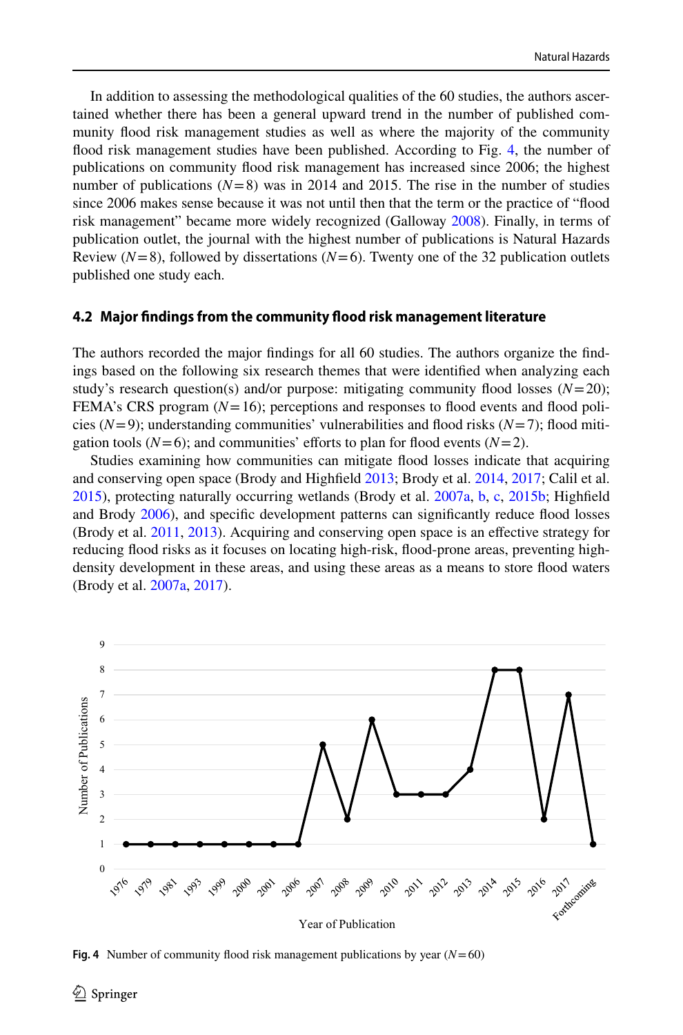In addition to assessing the methodological qualities of the 60 studies, the authors ascertained whether there has been a general upward trend in the number of published community flood risk management studies as well as where the majority of the community flood risk management studies have been published. According to Fig. 4, the number of publications on community flood risk management has increased since 2006; the highest number of publications ($N=8$) was in 2014 and 2015. The rise in the number of studies since 2006 makes sense because it was not until then that the term or the practice of "flood risk management" became more widely recognized (Galloway 2008). Finally, in terms of publication outlet, the journal with the highest number of publications is Natural Hazards Review ($N=8$), followed by dissertations ($N=6$). Twenty one of the 32 publication outlets published one study each.

### 4.2 Major findings from the community flood risk management literature

The authors recorded the major findings for all 60 studies. The authors organize the findings based on the following six research themes that were identified when analyzing each study's research question(s) and/or purpose: mitigating community flood losses ($N=20$); FEMA's CRS program ($N=16$); perceptions and responses to flood events and flood policies ($N=9$); understanding communities' vulnerabilities and flood risks ($N=7$); flood mitigation tools ($N=6$); and communities' efforts to plan for flood events ($N=2$).

Studies examining how communities can mitigate flood losses indicate that acquiring and conserving open space (Brody and Highfield 2013; Brody et al. 2014, 2017; Calil et al. 2015), protecting naturally occurring wetlands (Brody et al. 2007a, b, c, 2015b; Highfield and Brody 2006), and specific development patterns can significantly reduce flood losses (Brody et al. 2011, 2013). Acquiring and conserving open space is an effective strategy for reducing flood risks as it focuses on locating high-risk, flood-prone areas, preventing high-density development in these areas, and using these areas as a means to store flood waters (Brody et al. 2007a, 2017).

Fig. 4 Number of community flood risk management publications by year ($N=60$)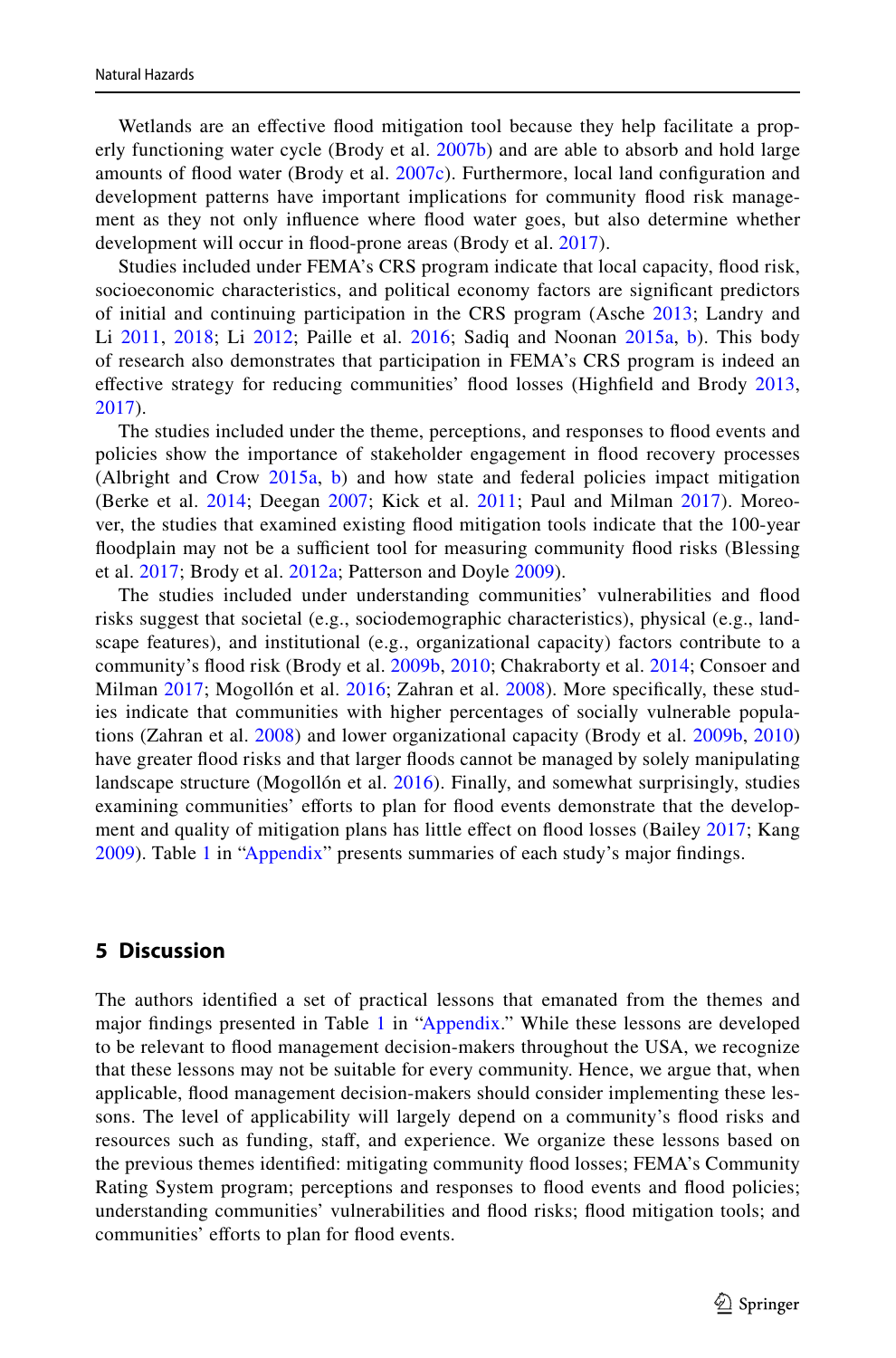Wetlands are an effective flood mitigation tool because they help facilitate a properly functioning water cycle (Brody et al. 2007b) and are able to absorb and hold large amounts of flood water (Brody et al. 2007c). Furthermore, local land configuration and development patterns have important implications for community flood risk management as they not only influence where flood water goes, but also determine whether development will occur in flood-prone areas (Brody et al. 2017).

Studies included under FEMA's CRS program indicate that local capacity, flood risk, socioeconomic characteristics, and political economy factors are significant predictors of initial and continuing participation in the CRS program (Asche 2013; Landry and Li 2011, 2018; Li 2012; Paille et al. 2016; Sadiq and Noonan 2015a, b). This body of research also demonstrates that participation in FEMA's CRS program is indeed an effective strategy for reducing communities' flood losses (Highfield and Brody 2013, 2017).

The studies included under the theme, perceptions, and responses to flood events and policies show the importance of stakeholder engagement in flood recovery processes (Albright and Crow 2015a, b) and how state and federal policies impact mitigation (Berke et al. 2014; Deegan 2007; Kick et al. 2011; Paul and Milman 2017). Moreover, the studies that examined existing flood mitigation tools indicate that the 100-year floodplain may not be a sufficient tool for measuring community flood risks (Blessing et al. 2017; Brody et al. 2012a; Patterson and Doyle 2009).

The studies included under understanding communities' vulnerabilities and flood risks suggest that societal (e.g., sociodemographic characteristics), physical (e.g., landscape features), and institutional (e.g., organizational capacity) factors contribute to a community's flood risk (Brody et al. 2009b, 2010; Chakraborty et al. 2014; Consoer and Milman 2017; Mogollón et al. 2016; Zahran et al. 2008). More specifically, these studies indicate that communities with higher percentages of socially vulnerable populations (Zahran et al. 2008) and lower organizational capacity (Brody et al. 2009b, 2010) have greater flood risks and that larger floods cannot be managed by solely manipulating landscape structure (Mogollón et al. 2016). Finally, and somewhat surprisingly, studies examining communities' efforts to plan for flood events demonstrate that the development and quality of mitigation plans has little effect on flood losses (Bailey 2017; Kang 2009). Table 1 in "Appendix" presents summaries of each study's major findings.

## 5 Discussion

The authors identified a set of practical lessons that emanated from the themes and major findings presented in Table 1 in "Appendix." While these lessons are developed to be relevant to flood management decision-makers throughout the USA, we recognize that these lessons may not be suitable for every community. Hence, we argue that, when applicable, flood management decision-makers should consider implementing these lessons. The level of applicability will largely depend on a community's flood risks and resources such as funding, staff, and experience. We organize these lessons based on the previous themes identified: mitigating community flood losses; FEMA's Community Rating System program; perceptions and responses to flood events and flood policies; understanding communities' vulnerabilities and flood risks; flood mitigation tools; and communities' efforts to plan for flood events.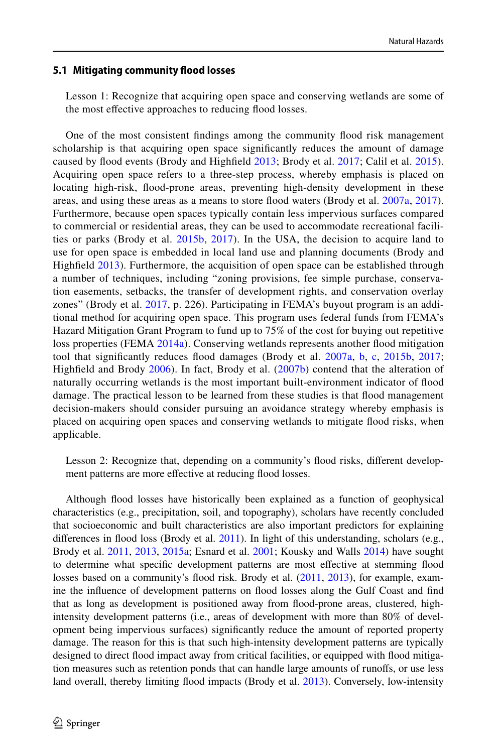### 5.1 Mitigating community flood losses

Lesson 1: Recognize that acquiring open space and conserving wetlands are some of the most effective approaches to reducing flood losses.

One of the most consistent findings among the community flood risk management scholarship is that acquiring open space significantly reduces the amount of damage caused by flood events (Brody and Highfield 2013; Brody et al. 2017; Calil et al. 2015). Acquiring open space refers to a three-step process, whereby emphasis is placed on locating high-risk, flood-prone areas, preventing high-density development in these areas, and using these areas as a means to store flood waters (Brody et al. 2007a, 2017). Furthermore, because open spaces typically contain less impervious surfaces compared to commercial or residential areas, they can be used to accommodate recreational facilities or parks (Brody et al. 2015b, 2017). In the USA, the decision to acquire land to use for open space is embedded in local land use and planning documents (Brody and Highfield 2013). Furthermore, the acquisition of open space can be established through a number of techniques, including "zoning provisions, fee simple purchase, conservation easements, setbacks, the transfer of development rights, and conservation overlay zones" (Brody et al. 2017, p. 226). Participating in FEMA's buyout program is an additional method for acquiring open space. This program uses federal funds from FEMA's Hazard Mitigation Grant Program to fund up to 75% of the cost for buying out repetitive loss properties (FEMA 2014a). Conserving wetlands represents another flood mitigation tool that significantly reduces flood damages (Brody et al. 2007a, b, c, 2015b, 2017; Highfield and Brody 2006). In fact, Brody et al. (2007b) contend that the alteration of naturally occurring wetlands is the most important built-environment indicator of flood damage. The practical lesson to be learned from these studies is that flood management decision-makers should consider pursuing an avoidance strategy whereby emphasis is placed on acquiring open spaces and conserving wetlands to mitigate flood risks, when applicable.

Lesson 2: Recognize that, depending on a community's flood risks, different development patterns are more effective at reducing flood losses.

Although flood losses have historically been explained as a function of geophysical characteristics (e.g., precipitation, soil, and topography), scholars have recently concluded that socioeconomic and built characteristics are also important predictors for explaining differences in flood loss (Brody et al. 2011). In light of this understanding, scholars (e.g., Brody et al. 2011, 2013, 2015a; Esnard et al. 2001; Kousky and Walls 2014) have sought to determine what specific development patterns are most effective at stemming flood losses based on a community's flood risk. Brody et al. (2011, 2013), for example, examine the influence of development patterns on flood losses along the Gulf Coast and find that as long as development is positioned away from flood-prone areas, clustered, high-intensity development patterns (i.e., areas of development with more than 80% of development being impervious surfaces) significantly reduce the amount of reported property damage. The reason for this is that such high-intensity development patterns are typically designed to direct flood impact away from critical facilities, or equipped with flood mitigation measures such as retention ponds that can handle large amounts of runoffs, or use less land overall, thereby limiting flood impacts (Brody et al. 2013). Conversely, low-intensity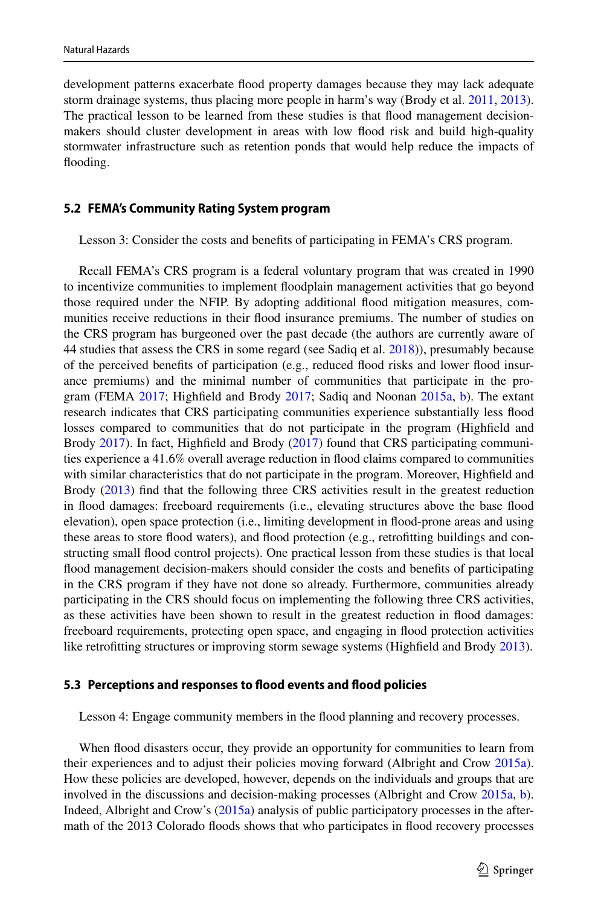development patterns exacerbate flood property damages because they may lack adequate storm drainage systems, thus placing more people in harm's way (Brody et al. 2011, 2013). The practical lesson to be learned from these studies is that flood management decision-makers should cluster development in areas with low flood risk and build high-quality stormwater infrastructure such as retention ponds that would help reduce the impacts of flooding.

### 5.2 FEMA's Community Rating System program

Lesson 3: Consider the costs and benefits of participating in FEMA's CRS program.

Recall FEMA's CRS program is a federal voluntary program that was created in 1990 to incentivize communities to implement floodplain management activities that go beyond those required under the NFIP. By adopting additional flood mitigation measures, communities receive reductions in their flood insurance premiums. The number of studies on the CRS program has burgeoned over the past decade (the authors are currently aware of 44 studies that assess the CRS in some regard (see Sadiq et al. 2018)), presumably because of the perceived benefits of participation (e.g., reduced flood risks and lower flood insurance premiums) and the minimal number of communities that participate in the program (FEMA 2017; Highfield and Brody 2017; Sadiq and Noonan 2015a, b). The extant research indicates that CRS participating communities experience substantially less flood losses compared to communities that do not participate in the program (Highfield and Brody 2017). In fact, Highfield and Brody (2017) found that CRS participating communities experience a 41.6% overall average reduction in flood claims compared to communities with similar characteristics that do not participate in the program. Moreover, Highfield and Brody (2013) find that the following three CRS activities result in the greatest reduction in flood damages: freeboard requirements (i.e., elevating structures above the base flood elevation), open space protection (i.e., limiting development in flood-prone areas and using these areas to store flood waters), and flood protection (e.g., retrofitting buildings and constructing small flood control projects). One practical lesson from these studies is that local flood management decision-makers should consider the costs and benefits of participating in the CRS program if they have not done so already. Furthermore, communities already participating in the CRS should focus on implementing the following three CRS activities, as these activities have been shown to result in the greatest reduction in flood damages: freeboard requirements, protecting open space, and engaging in flood protection activities like retrofitting structures or improving storm sewage systems (Highfield and Brody 2013).

### 5.3 Perceptions and responses to flood events and flood policies

Lesson 4: Engage community members in the flood planning and recovery processes.

When flood disasters occur, they provide an opportunity for communities to learn from their experiences and to adjust their policies moving forward (Albright and Crow 2015a). How these policies are developed, however, depends on the individuals and groups that are involved in the discussions and decision-making processes (Albright and Crow 2015a, b). Indeed, Albright and Crow's (2015a) analysis of public participatory processes in the aftermath of the 2013 Colorado floods shows that who participates in flood recovery processes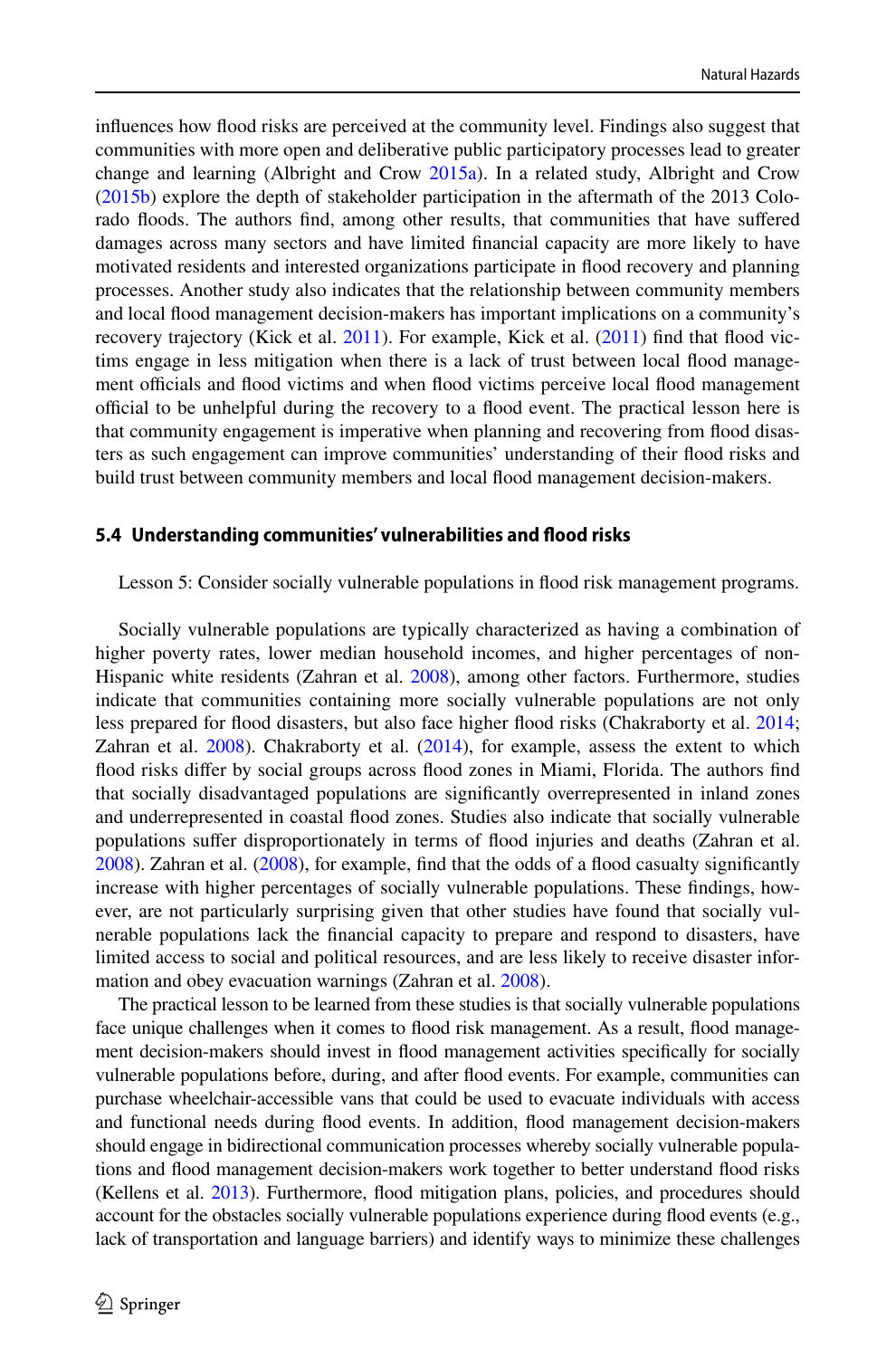influences how flood risks are perceived at the community level. Findings also suggest that communities with more open and deliberative public participatory processes lead to greater change and learning (Albright and Crow 2015a). In a related study, Albright and Crow (2015b) explore the depth of stakeholder participation in the aftermath of the 2013 Colorado floods. The authors find, among other results, that communities that have suffered damages across many sectors and have limited financial capacity are more likely to have motivated residents and interested organizations participate in flood recovery and planning processes. Another study also indicates that the relationship between community members and local flood management decision-makers has important implications on a community's recovery trajectory (Kick et al. 2011). For example, Kick et al. (2011) find that flood victims engage in less mitigation when there is a lack of trust between local flood management officials and flood victims and when flood victims perceive local flood management official to be unhelpful during the recovery to a flood event. The practical lesson here is that community engagement is imperative when planning and recovering from flood disasters as such engagement can improve communities' understanding of their flood risks and build trust between community members and local flood management decision-makers.

### 5.4 Understanding communities' vulnerabilities and flood risks

Lesson 5: Consider socially vulnerable populations in flood risk management programs.

Socially vulnerable populations are typically characterized as having a combination of higher poverty rates, lower median household incomes, and higher percentages of non-Hispanic white residents (Zahran et al. 2008), among other factors. Furthermore, studies indicate that communities containing more socially vulnerable populations are not only less prepared for flood disasters, but also face higher flood risks (Chakraborty et al. 2014; Zahran et al. 2008). Chakraborty et al. (2014), for example, assess the extent to which flood risks differ by social groups across flood zones in Miami, Florida. The authors find that socially disadvantaged populations are significantly overrepresented in inland zones and underrepresented in coastal flood zones. Studies also indicate that socially vulnerable populations suffer disproportionately in terms of flood injuries and deaths (Zahran et al. 2008). Zahran et al. (2008), for example, find that the odds of a flood casualty significantly increase with higher percentages of socially vulnerable populations. These findings, however, are not particularly surprising given that other studies have found that socially vulnerable populations lack the financial capacity to prepare and respond to disasters, have limited access to social and political resources, and are less likely to receive disaster information and obey evacuation warnings (Zahran et al. 2008).

The practical lesson to be learned from these studies is that socially vulnerable populations face unique challenges when it comes to flood risk management. As a result, flood management decision-makers should invest in flood management activities specifically for socially vulnerable populations before, during, and after flood events. For example, communities can purchase wheelchair-accessible vans that could be used to evacuate individuals with access and functional needs during flood events. In addition, flood management decision-makers should engage in bidirectional communication processes whereby socially vulnerable populations and flood management decision-makers work together to better understand flood risks (Kellens et al. 2013). Furthermore, flood mitigation plans, policies, and procedures should account for the obstacles socially vulnerable populations experience during flood events (e.g., lack of transportation and language barriers) and identify ways to minimize these challenges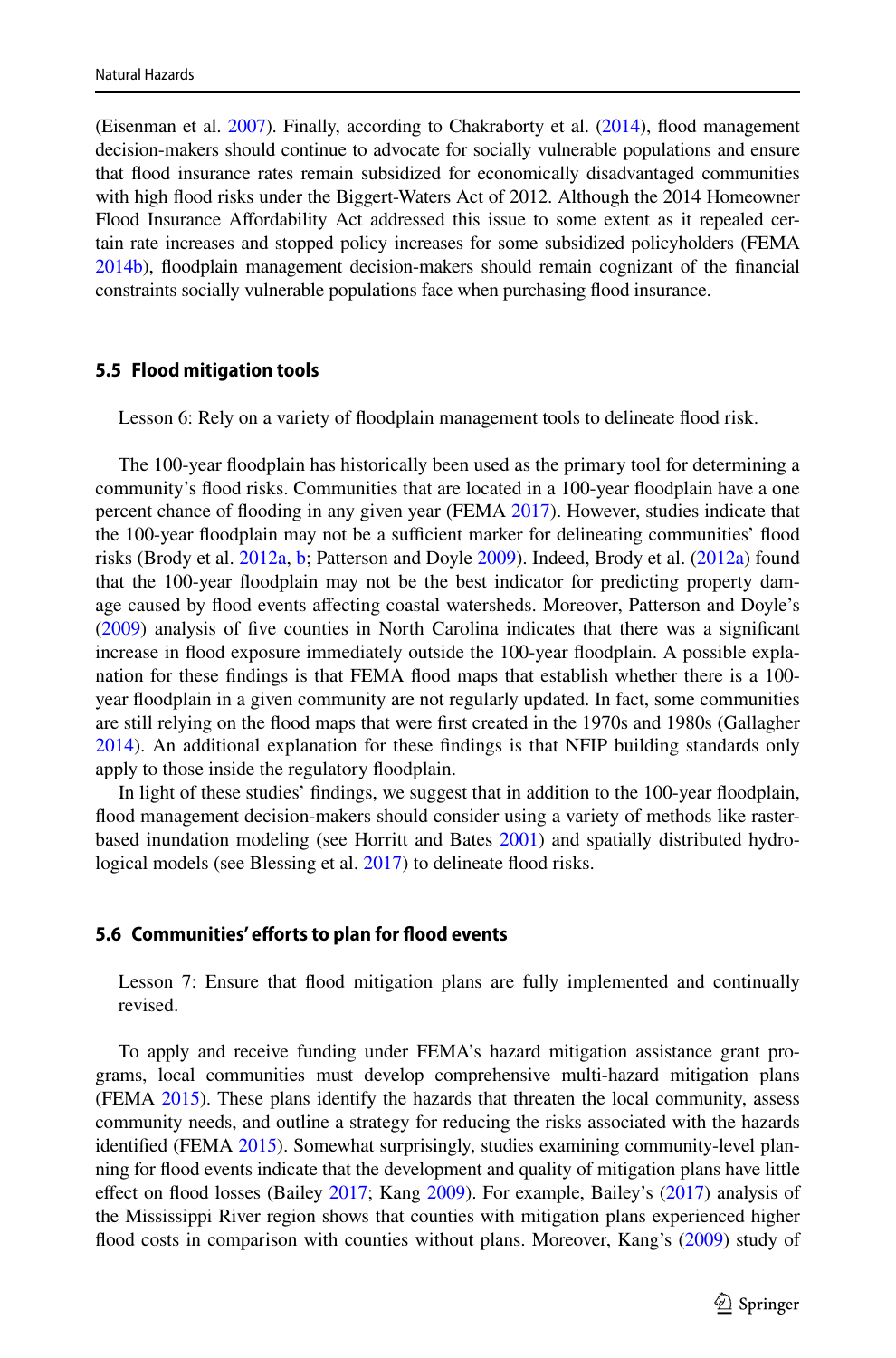(Eisenman et al. 2007). Finally, according to Chakraborty et al. (2014), flood management decision-makers should continue to advocate for socially vulnerable populations and ensure that flood insurance rates remain subsidized for economically disadvantaged communities with high flood risks under the Biggert-Waters Act of 2012. Although the 2014 Homeowner Flood Insurance Affordability Act addressed this issue to some extent as it repealed certain rate increases and stopped policy increases for some subsidized policyholders (FEMA 2014b), floodplain management decision-makers should remain cognizant of the financial constraints socially vulnerable populations face when purchasing flood insurance.

### 5.5 Flood mitigation tools

Lesson 6: Rely on a variety of floodplain management tools to delineate flood risk.

The 100-year floodplain has historically been used as the primary tool for determining a community's flood risks. Communities that are located in a 100-year floodplain have a one percent chance of flooding in any given year (FEMA 2017). However, studies indicate that the 100-year floodplain may not be a sufficient marker for delineating communities' flood risks (Brody et al. 2012a, b; Patterson and Doyle 2009). Indeed, Brody et al. (2012a) found that the 100-year floodplain may not be the best indicator for predicting property damage caused by flood events affecting coastal watersheds. Moreover, Patterson and Doyle's (2009) analysis of five counties in North Carolina indicates that there was a significant increase in flood exposure immediately outside the 100-year floodplain. A possible explanation for these findings is that FEMA flood maps that establish whether there is a 100-year floodplain in a given community are not regularly updated. In fact, some communities are still relying on the flood maps that were first created in the 1970s and 1980s (Gallagher 2014). An additional explanation for these findings is that NFIP building standards only apply to those inside the regulatory floodplain.

In light of these studies' findings, we suggest that in addition to the 100-year floodplain, flood management decision-makers should consider using a variety of methods like raster-based inundation modeling (see Horritt and Bates 2001) and spatially distributed hydrological models (see Blessing et al. 2017) to delineate flood risks.

### 5.6 Communities' efforts to plan for flood events

Lesson 7: Ensure that flood mitigation plans are fully implemented and continually revised.

To apply and receive funding under FEMA's hazard mitigation assistance grant programs, local communities must develop comprehensive multi-hazard mitigation plans (FEMA 2015). These plans identify the hazards that threaten the local community, assess community needs, and outline a strategy for reducing the risks associated with the hazards identified (FEMA 2015). Somewhat surprisingly, studies examining community-level planning for flood events indicate that the development and quality of mitigation plans have little effect on flood losses (Bailey 2017; Kang 2009). For example, Bailey's (2017) analysis of the Mississippi River region shows that counties with mitigation plans experienced higher flood costs in comparison with counties without plans. Moreover, Kang's (2009) study of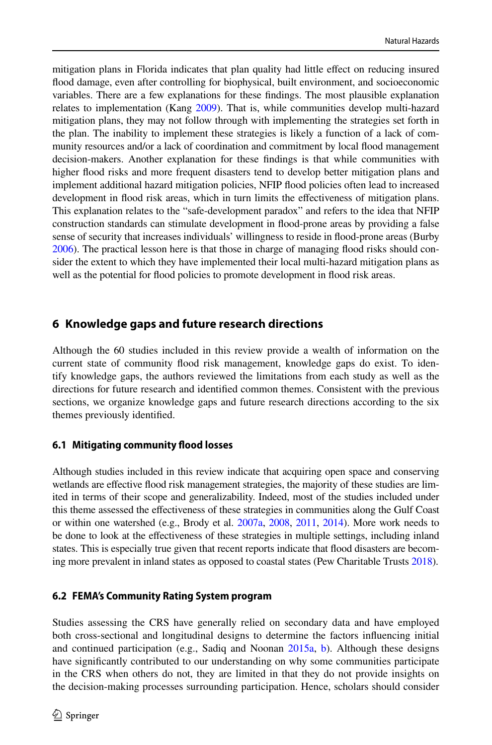mitigation plans in Florida indicates that plan quality had little effect on reducing insured flood damage, even after controlling for biophysical, built environment, and socioeconomic variables. There are a few explanations for these findings. The most plausible explanation relates to implementation (Kang 2009). That is, while communities develop multi-hazard mitigation plans, they may not follow through with implementing the strategies set forth in the plan. The inability to implement these strategies is likely a function of a lack of community resources and/or a lack of coordination and commitment by local flood management decision-makers. Another explanation for these findings is that while communities with higher flood risks and more frequent disasters tend to develop better mitigation plans and implement additional hazard mitigation policies, NFIP flood policies often lead to increased development in flood risk areas, which in turn limits the effectiveness of mitigation plans. This explanation relates to the "safe-development paradox" and refers to the idea that NFIP construction standards can stimulate development in flood-prone areas by providing a false sense of security that increases individuals' willingness to reside in flood-prone areas (Burby 2006). The practical lesson here is that those in charge of managing flood risks should consider the extent to which they have implemented their local multi-hazard mitigation plans as well as the potential for flood policies to promote development in flood risk areas.

## 6 Knowledge gaps and future research directions

Although the 60 studies included in this review provide a wealth of information on the current state of community flood risk management, knowledge gaps do exist. To identify knowledge gaps, the authors reviewed the limitations from each study as well as the directions for future research and identified common themes. Consistent with the previous sections, we organize knowledge gaps and future research directions according to the six themes previously identified.

### 6.1 Mitigating community flood losses

Although studies included in this review indicate that acquiring open space and conserving wetlands are effective flood risk management strategies, the majority of these studies are limited in terms of their scope and generalizability. Indeed, most of the studies included under this theme assessed the effectiveness of these strategies in communities along the Gulf Coast or within one watershed (e.g., Brody et al. 2007a, 2008, 2011, 2014). More work needs to be done to look at the effectiveness of these strategies in multiple settings, including inland states. This is especially true given that recent reports indicate that flood disasters are becoming more prevalent in inland states as opposed to coastal states (Pew Charitable Trusts 2018).

### 6.2 FEMA's Community Rating System program

Studies assessing the CRS have generally relied on secondary data and have employed both cross-sectional and longitudinal designs to determine the factors influencing initial and continued participation (e.g., Sadiq and Noonan 2015a, b). Although these designs have significantly contributed to our understanding on why some communities participate in the CRS when others do not, they are limited in that they do not provide insights on the decision-making processes surrounding participation. Hence, scholars should consider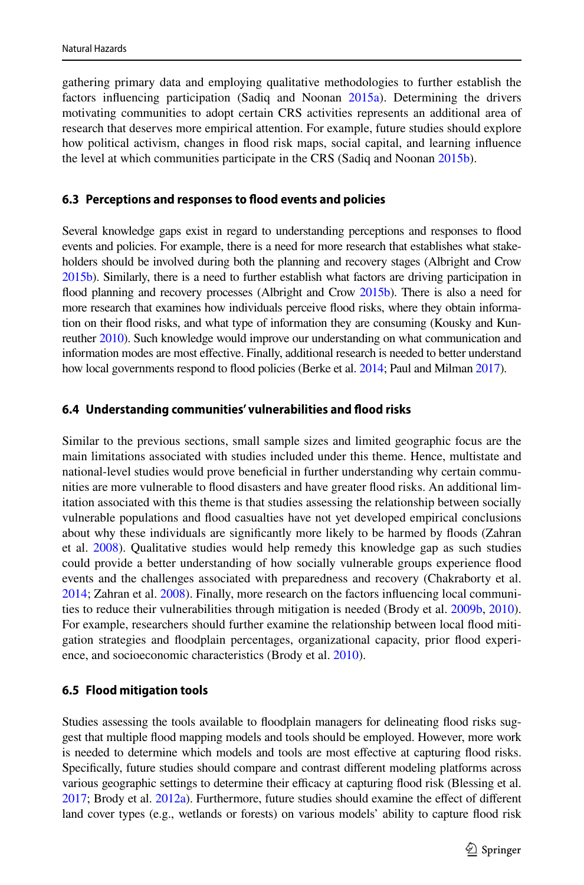gathering primary data and employing qualitative methodologies to further establish the factors influencing participation (Sadiq and Noonan 2015a). Determining the drivers motivating communities to adopt certain CRS activities represents an additional area of research that deserves more empirical attention. For example, future studies should explore how political activism, changes in flood risk maps, social capital, and learning influence the level at which communities participate in the CRS (Sadiq and Noonan 2015b).

### 6.3 Perceptions and responses to flood events and policies

Several knowledge gaps exist in regard to understanding perceptions and responses to flood events and policies. For example, there is a need for more research that establishes what stakeholders should be involved during both the planning and recovery stages (Albright and Crow 2015b). Similarly, there is a need to further establish what factors are driving participation in flood planning and recovery processes (Albright and Crow 2015b). There is also a need for more research that examines how individuals perceive flood risks, where they obtain information on their flood risks, and what type of information they are consuming (Kousky and Kunreuther 2010). Such knowledge would improve our understanding on what communication and information modes are most effective. Finally, additional research is needed to better understand how local governments respond to flood policies (Berke et al. 2014; Paul and Milman 2017).

### 6.4 Understanding communities' vulnerabilities and flood risks

Similar to the previous sections, small sample sizes and limited geographic focus are the main limitations associated with studies included under this theme. Hence, multistate and national-level studies would prove beneficial in further understanding why certain communities are more vulnerable to flood disasters and have greater flood risks. An additional limitation associated with this theme is that studies assessing the relationship between socially vulnerable populations and flood casualties have not yet developed empirical conclusions about why these individuals are significantly more likely to be harmed by floods (Zahran et al. 2008). Qualitative studies would help remedy this knowledge gap as such studies could provide a better understanding of how socially vulnerable groups experience flood events and the challenges associated with preparedness and recovery (Chakraborty et al. 2014; Zahran et al. 2008). Finally, more research on the factors influencing local communities to reduce their vulnerabilities through mitigation is needed (Brody et al. 2009b, 2010). For example, researchers should further examine the relationship between local flood mitigation strategies and floodplain percentages, organizational capacity, prior flood experience, and socioeconomic characteristics (Brody et al. 2010).

### 6.5 Flood mitigation tools

Studies assessing the tools available to floodplain managers for delineating flood risks suggest that multiple flood mapping models and tools should be employed. However, more work is needed to determine which models and tools are most effective at capturing flood risks. Specifically, future studies should compare and contrast different modeling platforms across various geographic settings to determine their efficacy at capturing flood risk (Blessing et al. 2017; Brody et al. 2012a). Furthermore, future studies should examine the effect of different land cover types (e.g., wetlands or forests) on various models' ability to capture flood risk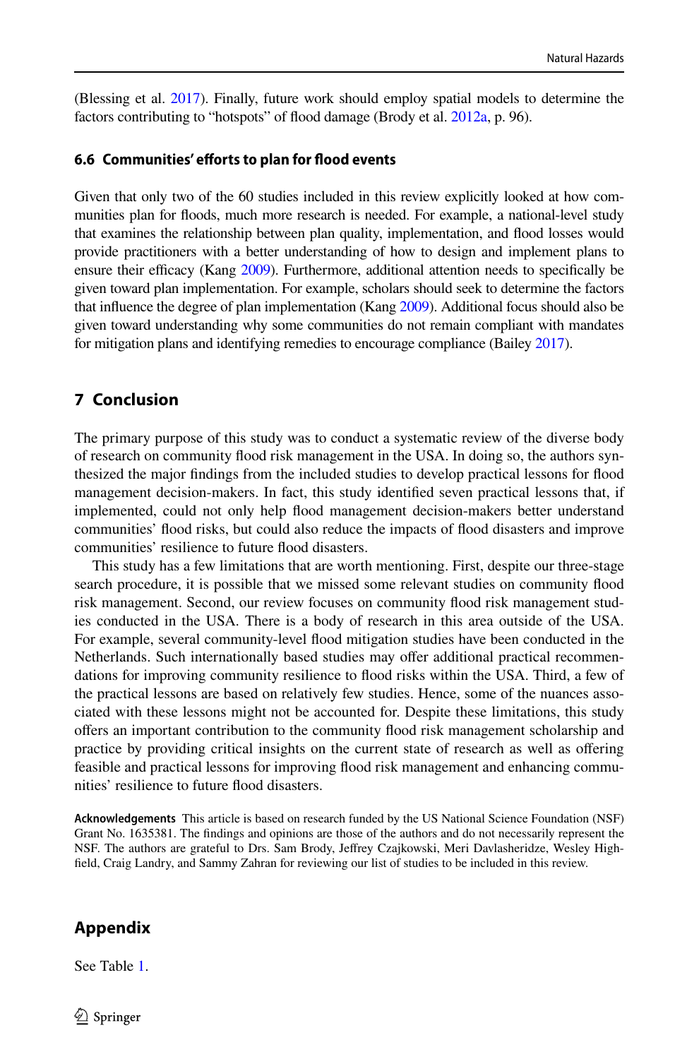(Blessing et al. 2017). Finally, future work should employ spatial models to determine the factors contributing to "hotspots" of flood damage (Brody et al. 2012a, p. 96).

### 6.6 Communities' efforts to plan for flood events

Given that only two of the 60 studies included in this review explicitly looked at how communities plan for floods, much more research is needed. For example, a national-level study that examines the relationship between plan quality, implementation, and flood losses would provide practitioners with a better understanding of how to design and implement plans to ensure their efficacy (Kang 2009). Furthermore, additional attention needs to specifically be given toward plan implementation. For example, scholars should seek to determine the factors that influence the degree of plan implementation (Kang 2009). Additional focus should also be given toward understanding why some communities do not remain compliant with mandates for mitigation plans and identifying remedies to encourage compliance (Bailey 2017).

## 7 Conclusion

The primary purpose of this study was to conduct a systematic review of the diverse body of research on community flood risk management in the USA. In doing so, the authors synthesized the major findings from the included studies to develop practical lessons for flood management decision-makers. In fact, this study identified seven practical lessons that, if implemented, could not only help flood management decision-makers better understand communities' flood risks, but could also reduce the impacts of flood disasters and improve communities' resilience to future flood disasters.

This study has a few limitations that are worth mentioning. First, despite our three-stage search procedure, it is possible that we missed some relevant studies on community flood risk management. Second, our review focuses on community flood risk management studies conducted in the USA. There is a body of research in this area outside of the USA. For example, several community-level flood mitigation studies have been conducted in the Netherlands. Such internationally based studies may offer additional practical recommendations for improving community resilience to flood risks within the USA. Third, a few of the practical lessons are based on relatively few studies. Hence, some of the nuances associated with these lessons might not be accounted for. Despite these limitations, this study offers an important contribution to the community flood risk management scholarship and practice by providing critical insights on the current state of research as well as offering feasible and practical lessons for improving flood risk management and enhancing communities' resilience to future flood disasters.

**Acknowledgements** This article is based on research funded by the US National Science Foundation (NSF) Grant No. 1635381. The findings and opinions are those of the authors and do not necessarily represent the NSF. The authors are grateful to Drs. Sam Brody, Jeffrey Czajkowski, Meri Davlasheridze, Wesley Highfield, Craig Landry, and Sammy Zahran for reviewing our list of studies to be included in this review.

## Appendix

See Table 1.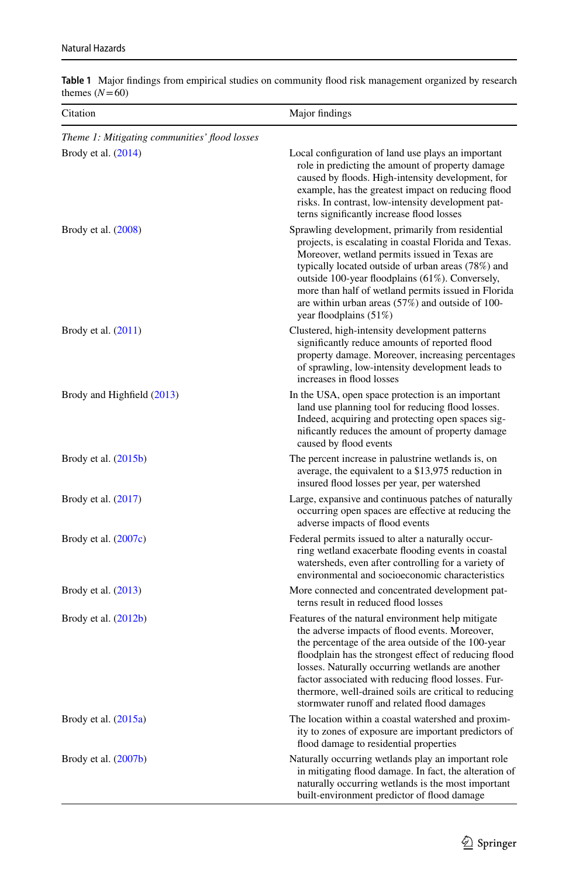**Table 1** Major findings from empirical studies on community flood risk management organized by research themes ($N = 60$)

| Citation | Major findings |
|---|---|
| *Theme 1: Mitigating communities' flood losses* | |
| Brody et al. (2014) | Local configuration of land use plays an important role in predicting the amount of property damage caused by floods. High-intensity development, for example, has the greatest impact on reducing flood risks. In contrast, low-intensity development patterns significantly increase flood losses |
| Brody et al. (2008) | Sprawling development, primarily from residential projects, is escalating in coastal Florida and Texas. Moreover, wetland permits issued in Texas are typically located outside of urban areas (78%) and outside 100-year floodplains (61%). Conversely, more than half of wetland permits issued in Florida are within urban areas (57%) and outside of 100-year floodplains (51%) |
| Brody et al. (2011) | Clustered, high-intensity development patterns significantly reduce amounts of reported flood property damage. Moreover, increasing percentages of sprawling, low-intensity development leads to increases in flood losses |
| Brody and Highfield (2013) | In the USA, open space protection is an important land use planning tool for reducing flood losses. Indeed, acquiring and protecting open spaces significantly reduces the amount of property damage caused by flood events |
| Brody et al. (2015b) | The percent increase in palustrine wetlands is, on average, the equivalent to a $13,975 reduction in insured flood losses per year, per watershed |
| Brody et al. (2017) | Large, expansive and continuous patches of naturally occurring open spaces are effective at reducing the adverse impacts of flood events |
| Brody et al. (2007c) | Federal permits issued to alter a naturally occurring wetland exacerbate flooding events in coastal watersheds, even after controlling for a variety of environmental and socioeconomic characteristics |
| Brody et al. (2013) | More connected and concentrated development patterns result in reduced flood losses |
| Brody et al. (2012b) | Features of the natural environment help mitigate the adverse impacts of flood events. Moreover, the percentage of the area outside of the 100-year floodplain has the strongest effect of reducing flood losses. Naturally occurring wetlands are another factor associated with reducing flood losses. Furthermore, well-drained soils are critical to reducing stormwater runoff and related flood damages |
| Brody et al. (2015a) | The location within a coastal watershed and proximity to zones of exposure are important predictors of flood damage to residential properties |
| Brody et al. (2007b) | Naturally occurring wetlands play an important role in mitigating flood damage. In fact, the alteration of naturally occurring wetlands is the most important built-environment predictor of flood damage |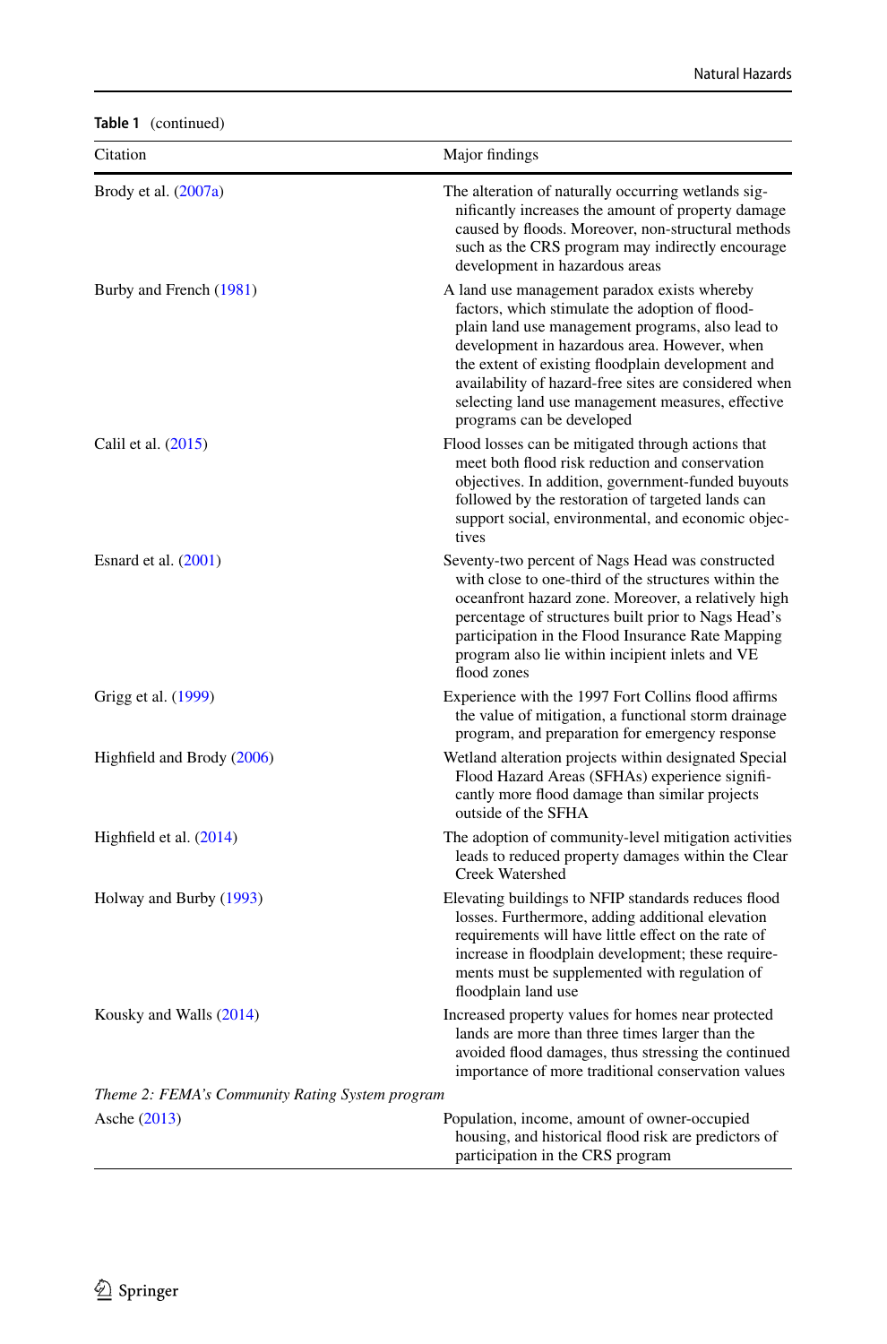**Table 1** (continued)

| Citation | Major findings |
| --- | --- |
| Brody et al. (2007a) | The alteration of naturally occurring wetlands significantly increases the amount of property damage caused by floods. Moreover, non-structural methods such as the CRS program may indirectly encourage development in hazardous areas |
| Burby and French (1981) | A land use management paradox exists whereby factors, which stimulate the adoption of floodplain land use management programs, also lead to development in hazardous area. However, when the extent of existing floodplain development and availability of hazard-free sites are considered when selecting land use management measures, effective programs can be developed |
| Calil et al. (2015) | Flood losses can be mitigated through actions that meet both flood risk reduction and conservation objectives. In addition, government-funded buyouts followed by the restoration of targeted lands can support social, environmental, and economic objectives |
| Esnard et al. (2001) | Seventy-two percent of Nags Head was constructed with close to one-third of the structures within the oceanfront hazard zone. Moreover, a relatively high percentage of structures built prior to Nags Head's participation in the Flood Insurance Rate Mapping program also lie within incipient inlets and VE flood zones |
| Grigg et al. (1999) | Experience with the 1997 Fort Collins flood affirms the value of mitigation, a functional storm drainage program, and preparation for emergency response |
| Highfield and Brody (2006) | Wetland alteration projects within designated Special Flood Hazard Areas (SFHAs) experience significantly more flood damage than similar projects outside of the SFHA |
| Highfield et al. (2014) | The adoption of community-level mitigation activities leads to reduced property damages within the Clear Creek Watershed |
| Holway and Burby (1993) | Elevating buildings to NFIP standards reduces flood losses. Furthermore, adding additional elevation requirements will have little effect on the rate of increase in floodplain development; these requirements must be supplemented with regulation of floodplain land use |
| Kousky and Walls (2014) | Increased property values for homes near protected lands are more than three times larger than the avoided flood damages, thus stressing the continued importance of more traditional conservation values |
| *Theme 2: FEMA's Community Rating System program* | |
| Asche (2013) | Population, income, amount of owner-occupied housing, and historical flood risk are predictors of participation in the CRS program |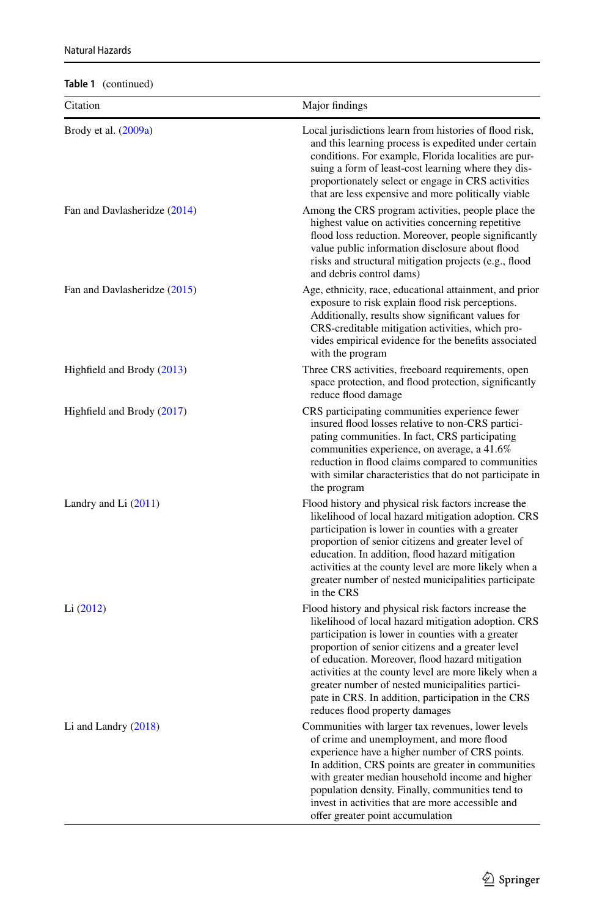**Table 1** (continued)

| Citation | Major findings |
|---|---|
| Brody et al. (2009a) | Local jurisdictions learn from histories of flood risk, and this learning process is expedited under certain conditions. For example, Florida localities are pursuing a form of least-cost learning where they disproportionately select or engage in CRS activities that are less expensive and more politically viable |
| Fan and Davlasheridze (2014) | Among the CRS program activities, people place the highest value on activities concerning repetitive flood loss reduction. Moreover, people significantly value public information disclosure about flood risks and structural mitigation projects (e.g., flood and debris control dams) |
| Fan and Davlasheridze (2015) | Age, ethnicity, race, educational attainment, and prior exposure to risk explain flood risk perceptions. Additionally, results show significant values for CRS-creditable mitigation activities, which provides empirical evidence for the benefits associated with the program |
| Highfield and Brody (2013) | Three CRS activities, freeboard requirements, open space protection, and flood protection, significantly reduce flood damage |
| Highfield and Brody (2017) | CRS participating communities experience fewer insured flood losses relative to non-CRS participating communities. In fact, CRS participating communities experience, on average, a 41.6% reduction in flood claims compared to communities with similar characteristics that do not participate in the program |
| Landry and Li (2011) | Flood history and physical risk factors increase the likelihood of local hazard mitigation adoption. CRS participation is lower in counties with a greater proportion of senior citizens and greater level of education. In addition, flood hazard mitigation activities at the county level are more likely when a greater number of nested municipalities participate in the CRS |
| Li (2012) | Flood history and physical risk factors increase the likelihood of local hazard mitigation adoption. CRS participation is lower in counties with a greater proportion of senior citizens and a greater level of education. Moreover, flood hazard mitigation activities at the county level are more likely when a greater number of nested municipalities participate in CRS. In addition, participation in the CRS reduces flood property damages |
| Li and Landry (2018) | Communities with larger tax revenues, lower levels of crime and unemployment, and more flood experience have a higher number of CRS points. In addition, CRS points are greater in communities with greater median household income and higher population density. Finally, communities tend to invest in activities that are more accessible and offer greater point accumulation |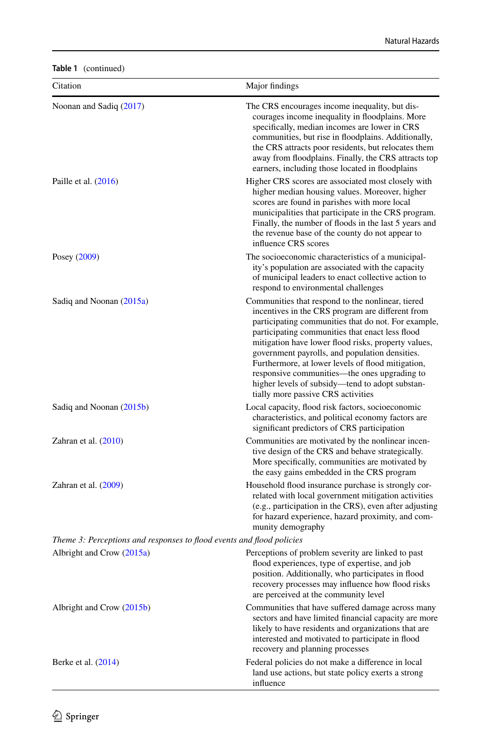**Table 1** (continued)

| Citation | Major findings |
|---|---|
| Noonan and Sadiq (2017) | The CRS encourages income inequality, but discourages income inequality in floodplains. More specifically, median incomes are lower in CRS communities, but rise in floodplains. Additionally, the CRS attracts poor residents, but relocates them away from floodplains. Finally, the CRS attracts top earners, including those located in floodplains |
| Paille et al. (2016) | Higher CRS scores are associated most closely with higher median housing values. Moreover, higher scores are found in parishes with more local municipalities that participate in the CRS program. Finally, the number of floods in the last 5 years and the revenue base of the county do not appear to influence CRS scores |
| Posey (2009) | The socioeconomic characteristics of a municipality's population are associated with the capacity of municipal leaders to enact collective action to respond to environmental challenges |
| Sadiq and Noonan (2015a) | Communities that respond to the nonlinear, tiered incentives in the CRS program are different from participating communities that do not. For example, participating communities that enact less flood mitigation have lower flood risks, property values, government payrolls, and population densities. Furthermore, at lower levels of flood mitigation, responsive communities—the ones upgrading to higher levels of subsidy—tend to adopt substantially more passive CRS activities |
| Sadiq and Noonan (2015b) | Local capacity, flood risk factors, socioeconomic characteristics, and political economy factors are significant predictors of CRS participation |
| Zahran et al. (2010) | Communities are motivated by the nonlinear incentive design of the CRS and behave strategically. More specifically, communities are motivated by the easy gains embedded in the CRS program |
| Zahran et al. (2009) | Household flood insurance purchase is strongly correlated with local government mitigation activities (e.g., participation in the CRS), even after adjusting for hazard experience, hazard proximity, and community demography |
| *Theme 3: Perceptions and responses to flood events and flood policies* | |
| Albright and Crow (2015a) | Perceptions of problem severity are linked to past flood experiences, type of expertise, and job position. Additionally, who participates in flood recovery processes may influence how flood risks are perceived at the community level |
| Albright and Crow (2015b) | Communities that have suffered damage across many sectors and have limited financial capacity are more likely to have residents and organizations that are interested and motivated to participate in flood recovery and planning processes |
| Berke et al. (2014) | Federal policies do not make a difference in local land use actions, but state policy exerts a strong influence |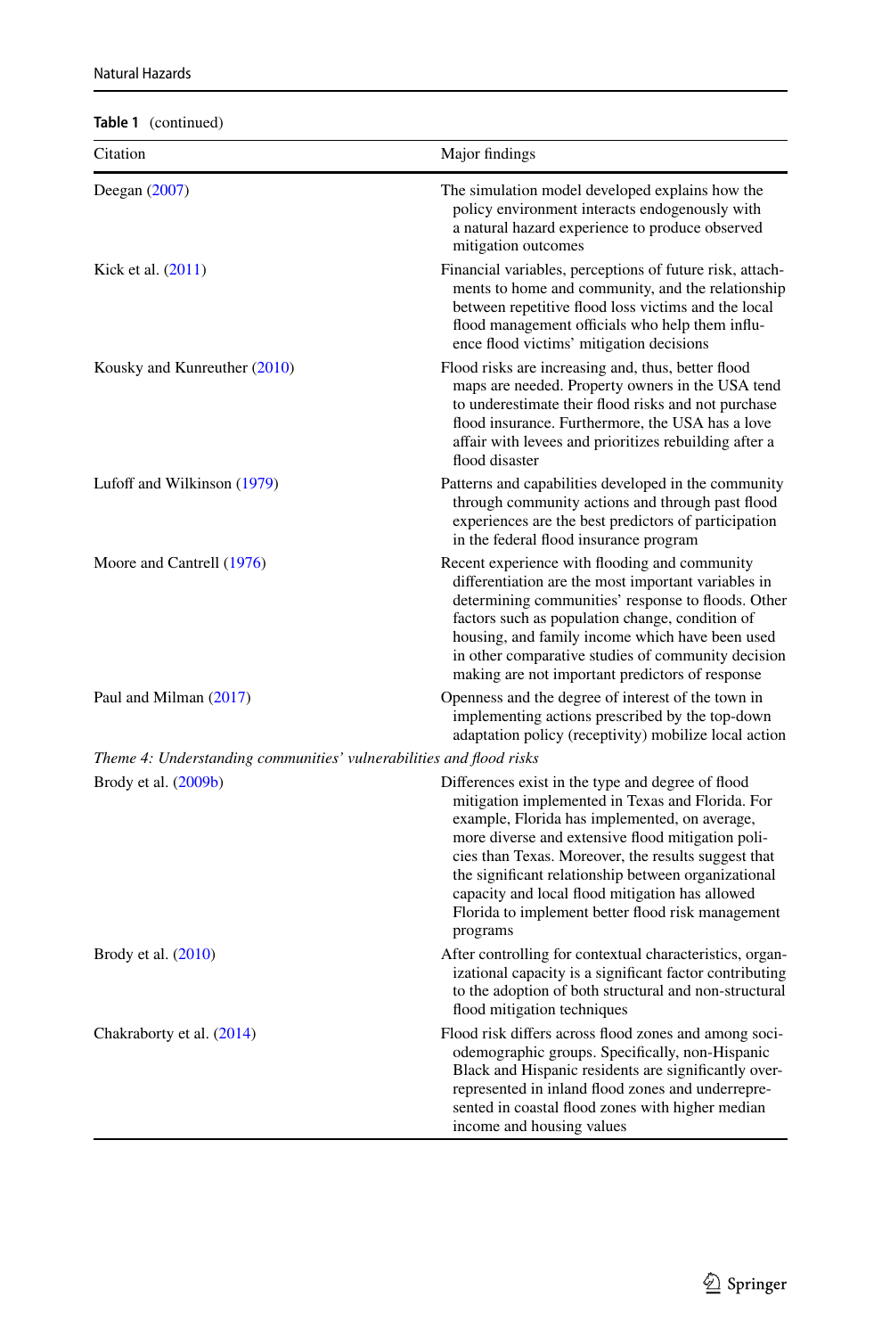**Table 1** (continued)

| Citation | Major findings |
|---|---|
| Deegan (2007) | The simulation model developed explains how the policy environment interacts endogenously with a natural hazard experience to produce observed mitigation outcomes |
| Kick et al. (2011) | Financial variables, perceptions of future risk, attachments to home and community, and the relationship between repetitive flood loss victims and the local flood management officials who help them influence flood victims' mitigation decisions |
| Kousky and Kunreuther (2010) | Flood risks are increasing and, thus, better flood maps are needed. Property owners in the USA tend to underestimate their flood risks and not purchase flood insurance. Furthermore, the USA has a love affair with levees and prioritizes rebuilding after a flood disaster |
| Lufoff and Wilkinson (1979) | Patterns and capabilities developed in the community through community actions and through past flood experiences are the best predictors of participation in the federal flood insurance program |
| Moore and Cantrell (1976) | Recent experience with flooding and community differentiation are the most important variables in determining communities' response to floods. Other factors such as population change, condition of housing, and family income which have been used in other comparative studies of community decision making are not important predictors of response |
| Paul and Milman (2017) | Openness and the degree of interest of the town in implementing actions prescribed by the top-down adaptation policy (receptivity) mobilize local action |
| *Theme 4: Understanding communities' vulnerabilities and flood risks* | |
| Brody et al. (2009b) | Differences exist in the type and degree of flood mitigation implemented in Texas and Florida. For example, Florida has implemented, on average, more diverse and extensive flood mitigation policies than Texas. Moreover, the results suggest that the significant relationship between organizational capacity and local flood mitigation has allowed Florida to implement better flood risk management programs |
| Brody et al. (2010) | After controlling for contextual characteristics, organizational capacity is a significant factor contributing to the adoption of both structural and non-structural flood mitigation techniques |
| Chakraborty et al. (2014) | Flood risk differs across flood zones and among sociodemographic groups. Specifically, non-Hispanic Black and Hispanic residents are significantly overrepresented in inland flood zones and underrepresented in coastal flood zones with higher median income and housing values |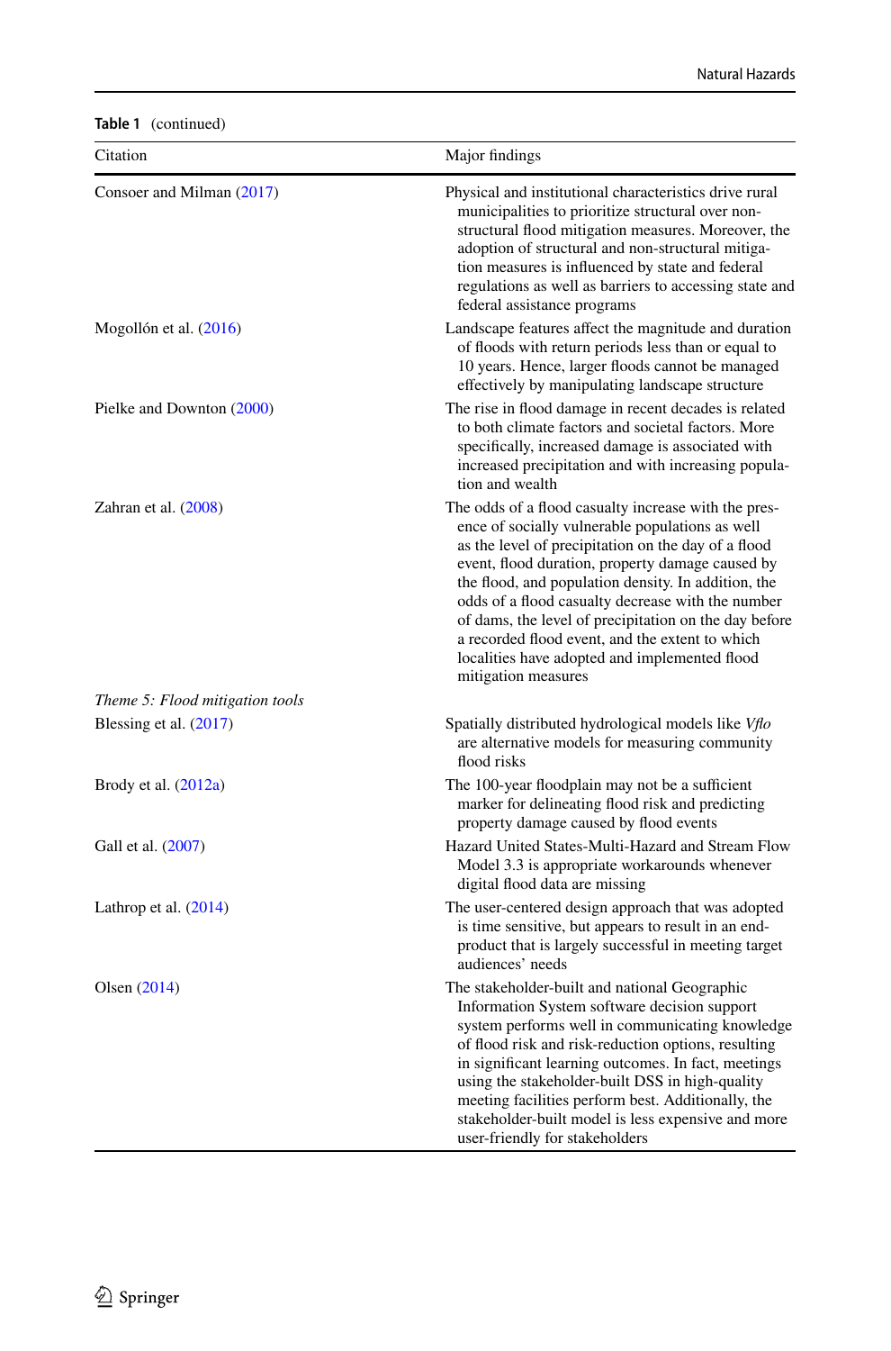**Table 1** (continued)

| Citation | Major findings |
|---|---|
| Consoer and Milman (2017) | Physical and institutional characteristics drive rural municipalities to prioritize structural over non-structural flood mitigation measures. Moreover, the adoption of structural and non-structural mitigation measures is influenced by state and federal regulations as well as barriers to accessing state and federal assistance programs |
| Mogollón et al. (2016) | Landscape features affect the magnitude and duration of floods with return periods less than or equal to 10 years. Hence, larger floods cannot be managed effectively by manipulating landscape structure |
| Pielke and Downton (2000) | The rise in flood damage in recent decades is related to both climate factors and societal factors. More specifically, increased damage is associated with increased precipitation and with increasing population and wealth |
| Zahran et al. (2008) | The odds of a flood casualty increase with the presence of socially vulnerable populations as well as the level of precipitation on the day of a flood event, flood duration, property damage caused by the flood, and population density. In addition, the odds of a flood casualty decrease with the number of dams, the level of precipitation on the day before a recorded flood event, and the extent to which localities have adopted and implemented flood mitigation measures |
| *Theme 5: Flood mitigation tools* | |
| Blessing et al. (2017) | Spatially distributed hydrological models like *Vflo* are alternative models for measuring community flood risks |
| Brody et al. (2012a) | The 100-year floodplain may not be a sufficient marker for delineating flood risk and predicting property damage caused by flood events |
| Gall et al. (2007) | Hazard United States-Multi-Hazard and Stream Flow Model 3.3 is appropriate workarounds whenever digital flood data are missing |
| Lathrop et al. (2014) | The user-centered design approach that was adopted is time sensitive, but appears to result in an end-product that is largely successful in meeting target audiences' needs |
| Olsen (2014) | The stakeholder-built and national Geographic Information System software decision support system performs well in communicating knowledge of flood risk and risk-reduction options, resulting in significant learning outcomes. In fact, meetings using the stakeholder-built DSS in high-quality meeting facilities perform best. Additionally, the stakeholder-built model is less expensive and more user-friendly for stakeholders |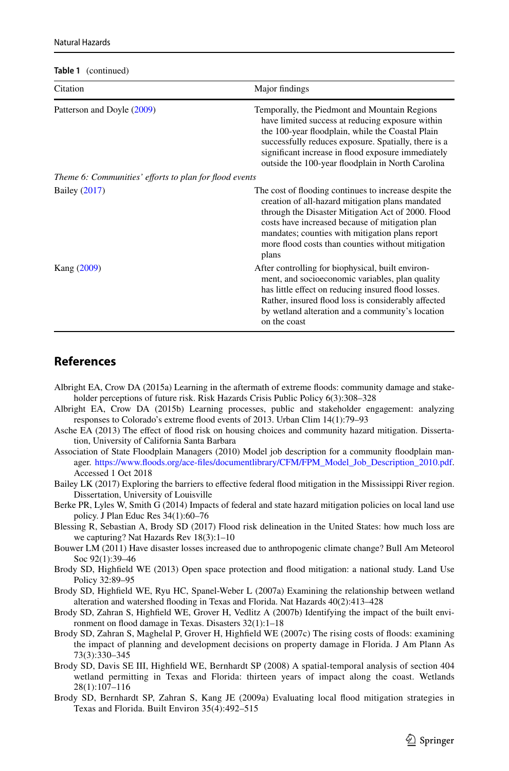**Table 1** (continued)

| Citation | Major findings |
|---|---|
| Patterson and Doyle (2009) | Temporally, the Piedmont and Mountain Regions have limited success at reducing exposure within the 100-year floodplain, while the Coastal Plain successfully reduces exposure. Spatially, there is a significant increase in flood exposure immediately outside the 100-year floodplain in North Carolina |
| *Theme 6: Communities' efforts to plan for flood events* | |
| Bailey (2017) | The cost of flooding continues to increase despite the creation of all-hazard mitigation plans mandated through the Disaster Mitigation Act of 2000. Flood costs have increased because of mitigation plan mandates; counties with mitigation plans report more flood costs than counties without mitigation plans |
| Kang (2009) | After controlling for biophysical, built environment, and socioeconomic variables, plan quality has little effect on reducing insured flood losses. Rather, insured flood loss is considerably affected by wetland alteration and a community's location on the coast |

## References

Albright EA, Crow DA (2015a) Learning in the aftermath of extreme floods: community damage and stakeholder perceptions of future risk. Risk Hazards Crisis Public Policy 6(3):308–328

Albright EA, Crow DA (2015b) Learning processes, public and stakeholder engagement: analyzing responses to Colorado's extreme flood events of 2013. Urban Clim 14(1):79–93

Asche EA (2013) The effect of flood risk on housing choices and community hazard mitigation. Dissertation, University of California Santa Barbara

Association of State Floodplain Managers (2010) Model job description for a community floodplain manager. https://www.floods.org/ace-files/documentlibrary/CFM/FPM_Model_Job_Description_2010.pdf. Accessed 1 Oct 2018

Bailey LK (2017) Exploring the barriers to effective federal flood mitigation in the Mississippi River region. Dissertation, University of Louisville

Berke PR, Lyles W, Smith G (2014) Impacts of federal and state hazard mitigation policies on local land use policy. J Plan Educ Res 34(1):60–76

Blessing R, Sebastian A, Brody SD (2017) Flood risk delineation in the United States: how much loss are we capturing? Nat Hazards Rev 18(3):1–10

Bouwer LM (2011) Have disaster losses increased due to anthropogenic climate change? Bull Am Meteorol Soc 92(1):39–46

Brody SD, Highfield WE (2013) Open space protection and flood mitigation: a national study. Land Use Policy 32:89–95

Brody SD, Highfield WE, Ryu HC, Spanel-Weber L (2007a) Examining the relationship between wetland alteration and watershed flooding in Texas and Florida. Nat Hazards 40(2):413–428

Brody SD, Zahran S, Highfield WE, Grover H, Vedlitz A (2007b) Identifying the impact of the built environment on flood damage in Texas. Disasters 32(1):1–18

Brody SD, Zahran S, Maghelal P, Grover H, Highfield WE (2007c) The rising costs of floods: examining the impact of planning and development decisions on property damage in Florida. J Am Plann As 73(3):330–345

Brody SD, Davis SE III, Highfield WE, Bernhardt SP (2008) A spatial-temporal analysis of section 404 wetland permitting in Texas and Florida: thirteen years of impact along the coast. Wetlands 28(1):107–116

Brody SD, Bernhardt SP, Zahran S, Kang JE (2009a) Evaluating local flood mitigation strategies in Texas and Florida. Built Environ 35(4):492–515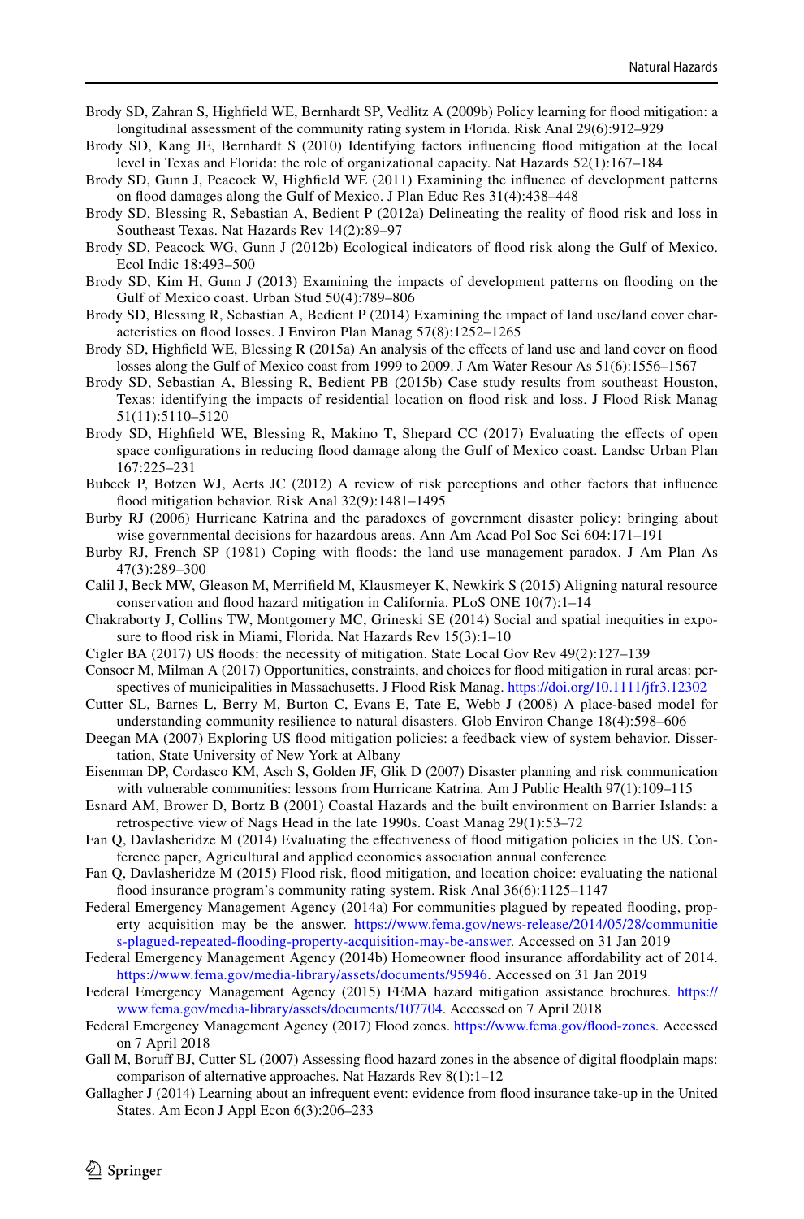Brody SD, Zahran S, Highfield WE, Bernhardt SP, Vedlitz A (2009b) Policy learning for flood mitigation: a longitudinal assessment of the community rating system in Florida. Risk Anal 29(6):912–929

Brody SD, Kang JE, Bernhardt S (2010) Identifying factors influencing flood mitigation at the local level in Texas and Florida: the role of organizational capacity. Nat Hazards 52(1):167–184

Brody SD, Gunn J, Peacock W, Highfield WE (2011) Examining the influence of development patterns on flood damages along the Gulf of Mexico. J Plan Educ Res 31(4):438–448

Brody SD, Blessing R, Sebastian A, Bedient P (2012a) Delineating the reality of flood risk and loss in Southeast Texas. Nat Hazards Rev 14(2):89–97

Brody SD, Peacock WG, Gunn J (2012b) Ecological indicators of flood risk along the Gulf of Mexico. Ecol Indic 18:493–500

Brody SD, Kim H, Gunn J (2013) Examining the impacts of development patterns on flooding on the Gulf of Mexico coast. Urban Stud 50(4):789–806

Brody SD, Blessing R, Sebastian A, Bedient P (2014) Examining the impact of land use/land cover characteristics on flood losses. J Environ Plan Manag 57(8):1252–1265

Brody SD, Highfield WE, Blessing R (2015a) An analysis of the effects of land use and land cover on flood losses along the Gulf of Mexico coast from 1999 to 2009. J Am Water Resour As 51(6):1556–1567

Brody SD, Sebastian A, Blessing R, Bedient PB (2015b) Case study results from southeast Houston, Texas: identifying the impacts of residential location on flood risk and loss. J Flood Risk Manag 51(11):5110–5120

Brody SD, Highfield WE, Blessing R, Makino T, Shepard CC (2017) Evaluating the effects of open space configurations in reducing flood damage along the Gulf of Mexico coast. Landsc Urban Plan 167:225–231

Bubeck P, Botzen WJ, Aerts JC (2012) A review of risk perceptions and other factors that influence flood mitigation behavior. Risk Anal 32(9):1481–1495

Burby RJ (2006) Hurricane Katrina and the paradoxes of government disaster policy: bringing about wise governmental decisions for hazardous areas. Ann Am Acad Pol Soc Sci 604:171–191

Burby RJ, French SP (1981) Coping with floods: the land use management paradox. J Am Plan As 47(3):289–300

Calil J, Beck MW, Gleason M, Merrifield M, Klausmeyer K, Newkirk S (2015) Aligning natural resource conservation and flood hazard mitigation in California. PLoS ONE 10(7):1–14

Chakraborty J, Collins TW, Montgomery MC, Grineski SE (2014) Social and spatial inequities in exposure to flood risk in Miami, Florida. Nat Hazards Rev 15(3):1–10

Cigler BA (2017) US floods: the necessity of mitigation. State Local Gov Rev 49(2):127–139

Consoer M, Milman A (2017) Opportunities, constraints, and choices for flood mitigation in rural areas: perspectives of municipalities in Massachusetts. J Flood Risk Manag. https://doi.org/10.1111/jfr3.12302

Cutter SL, Barnes L, Berry M, Burton C, Evans E, Tate E, Webb J (2008) A place-based model for understanding community resilience to natural disasters. Glob Environ Change 18(4):598–606

Deegan MA (2007) Exploring US flood mitigation policies: a feedback view of system behavior. Dissertation, State University of New York at Albany

Eisenman DP, Cordasco KM, Asch S, Golden JF, Glik D (2007) Disaster planning and risk communication with vulnerable communities: lessons from Hurricane Katrina. Am J Public Health 97(1):109–115

Esnard AM, Brower D, Bortz B (2001) Coastal Hazards and the built environment on Barrier Islands: a retrospective view of Nags Head in the late 1990s. Coast Manag 29(1):53–72

Fan Q, Davlasheridze M (2014) Evaluating the effectiveness of flood mitigation policies in the US. Conference paper, Agricultural and applied economics association annual conference

Fan Q, Davlasheridze M (2015) Flood risk, flood mitigation, and location choice: evaluating the national flood insurance program's community rating system. Risk Anal 36(6):1125–1147

Federal Emergency Management Agency (2014a) For communities plagued by repeated flooding, property acquisition may be the answer. https://www.fema.gov/news-release/2014/05/28/communities-plagued-repeated-flooding-property-acquisition-may-be-answer. Accessed on 31 Jan 2019

Federal Emergency Management Agency (2014b) Homeowner flood insurance affordability act of 2014. https://www.fema.gov/media-library/assets/documents/95946. Accessed on 31 Jan 2019

Federal Emergency Management Agency (2015) FEMA hazard mitigation assistance brochures. https://www.fema.gov/media-library/assets/documents/107704. Accessed on 7 April 2018

Federal Emergency Management Agency (2017) Flood zones. https://www.fema.gov/flood-zones. Accessed on 7 April 2018

Gall M, Boruff BJ, Cutter SL (2007) Assessing flood hazard zones in the absence of digital floodplain maps: comparison of alternative approaches. Nat Hazards Rev 8(1):1–12

Gallagher J (2014) Learning about an infrequent event: evidence from flood insurance take-up in the United States. Am Econ J Appl Econ 6(3):206–233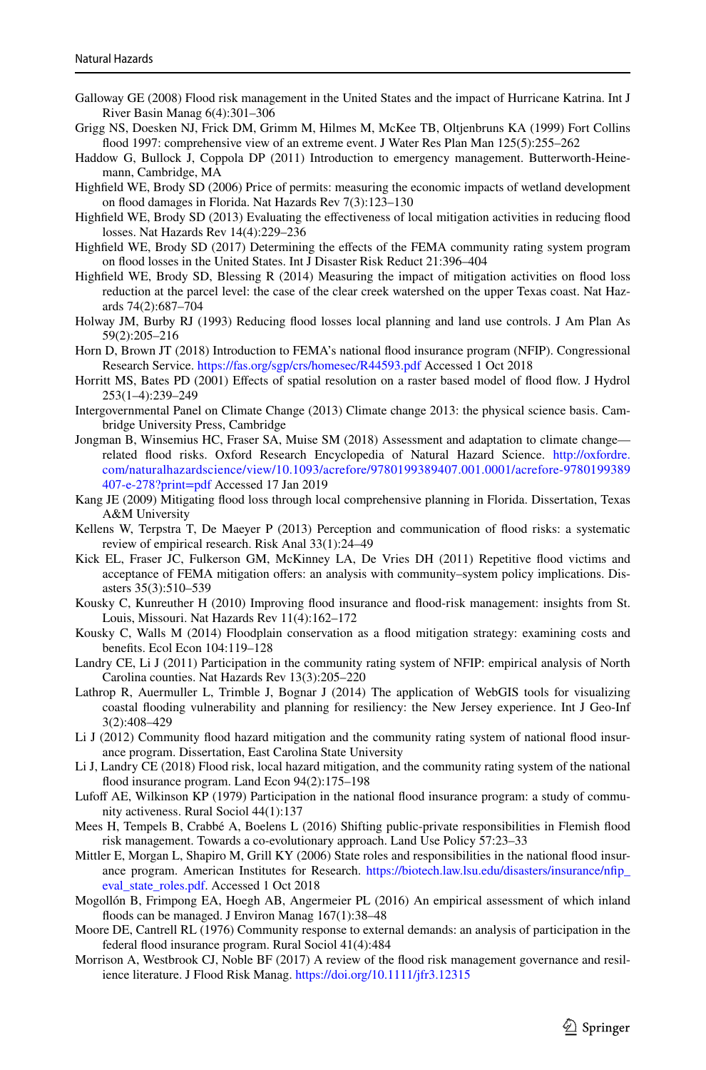Galloway GE (2008) Flood risk management in the United States and the impact of Hurricane Katrina. Int J River Basin Manag 6(4):301–306

Grigg NS, Doesken NJ, Frick DM, Grimm M, Hilmes M, McKee TB, Oltjenbruns KA (1999) Fort Collins flood 1997: comprehensive view of an extreme event. J Water Res Plan Man 125(5):255–262

Haddow G, Bullock J, Coppola DP (2011) Introduction to emergency management. Butterworth-Heinemann, Cambridge, MA

Highfield WE, Brody SD (2006) Price of permits: measuring the economic impacts of wetland development on flood damages in Florida. Nat Hazards Rev 7(3):123–130

Highfield WE, Brody SD (2013) Evaluating the effectiveness of local mitigation activities in reducing flood losses. Nat Hazards Rev 14(4):229–236

Highfield WE, Brody SD (2017) Determining the effects of the FEMA community rating system program on flood losses in the United States. Int J Disaster Risk Reduct 21:396–404

Highfield WE, Brody SD, Blessing R (2014) Measuring the impact of mitigation activities on flood loss reduction at the parcel level: the case of the clear creek watershed on the upper Texas coast. Nat Hazards 74(2):687–704

Holway JM, Burby RJ (1993) Reducing flood losses local planning and land use controls. J Am Plan As 59(2):205–216

Horn D, Brown JT (2018) Introduction to FEMA's national flood insurance program (NFIP). Congressional Research Service. https://fas.org/sgp/crs/homesec/R44593.pdf Accessed 1 Oct 2018

Horritt MS, Bates PD (2001) Effects of spatial resolution on a raster based model of flood flow. J Hydrol 253(1–4):239–249

Intergovernmental Panel on Climate Change (2013) Climate change 2013: the physical science basis. Cambridge University Press, Cambridge

Jongman B, Winsemius HC, Fraser SA, Muise SM (2018) Assessment and adaptation to climate change—related flood risks. Oxford Research Encyclopedia of Natural Hazard Science. http://oxfordre.com/naturalhazardscience/view/10.1093/acrefore/9780199389407.001.0001/acrefore-9780199389407-e-278?print=pdf Accessed 17 Jan 2019

Kang JE (2009) Mitigating flood loss through local comprehensive planning in Florida. Dissertation, Texas A&M University

Kellens W, Terpstra T, De Maeyer P (2013) Perception and communication of flood risks: a systematic review of empirical research. Risk Anal 33(1):24–49

Kick EL, Fraser JC, Fulkerson GM, McKinney LA, De Vries DH (2011) Repetitive flood victims and acceptance of FEMA mitigation offers: an analysis with community–system policy implications. Disasters 35(3):510–539

Kousky C, Kunreuther H (2010) Improving flood insurance and flood-risk management: insights from St. Louis, Missouri. Nat Hazards Rev 11(4):162–172

Kousky C, Walls M (2014) Floodplain conservation as a flood mitigation strategy: examining costs and benefits. Ecol Econ 104:119–128

Landry CE, Li J (2011) Participation in the community rating system of NFIP: empirical analysis of North Carolina counties. Nat Hazards Rev 13(3):205–220

Lathrop R, Auermuller L, Trimble J, Bognar J (2014) The application of WebGIS tools for visualizing coastal flooding vulnerability and planning for resiliency: the New Jersey experience. Int J Geo-Inf 3(2):408–429

Li J (2012) Community flood hazard mitigation and the community rating system of national flood insurance program. Dissertation, East Carolina State University

Li J, Landry CE (2018) Flood risk, local hazard mitigation, and the community rating system of the national flood insurance program. Land Econ 94(2):175–198

Lufoff AE, Wilkinson KP (1979) Participation in the national flood insurance program: a study of community activeness. Rural Sociol 44(1):137

Mees H, Tempels B, Crabbé A, Boelens L (2016) Shifting public-private responsibilities in Flemish flood risk management. Towards a co-evolutionary approach. Land Use Policy 57:23–33

Mittler E, Morgan L, Shapiro M, Grill KY (2006) State roles and responsibilities in the national flood insurance program. American Institutes for Research. https://biotech.law.lsu.edu/disasters/insurance/nfip_eval_state_roles.pdf. Accessed 1 Oct 2018

Mogollón B, Frimpong EA, Hoegh AB, Angermeier PL (2016) An empirical assessment of which inland floods can be managed. J Environ Manag 167(1):38–48

Moore DE, Cantrell RL (1976) Community response to external demands: an analysis of participation in the federal flood insurance program. Rural Sociol 41(4):484

Morrison A, Westbrook CJ, Noble BF (2017) A review of the flood risk management governance and resilience literature. J Flood Risk Manag. https://doi.org/10.1111/jfr3.12315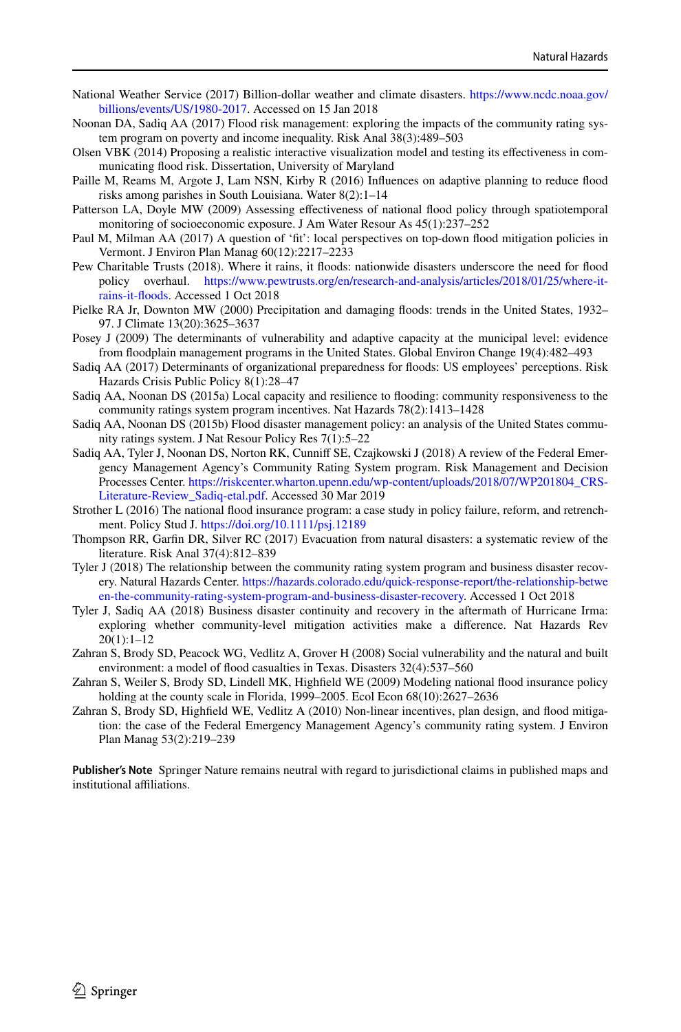National Weather Service (2017) Billion-dollar weather and climate disasters. https://www.ncdc.noaa.gov/billions/events/US/1980-2017. Accessed on 15 Jan 2018

Noonan DA, Sadiq AA (2017) Flood risk management: exploring the impacts of the community rating system program on poverty and income inequality. Risk Anal 38(3):489–503

Olsen VBK (2014) Proposing a realistic interactive visualization model and testing its effectiveness in communicating flood risk. Dissertation, University of Maryland

Paille M, Reams M, Argote J, Lam NSN, Kirby R (2016) Influences on adaptive planning to reduce flood risks among parishes in South Louisiana. Water 8(2):1–14

Patterson LA, Doyle MW (2009) Assessing effectiveness of national flood policy through spatiotemporal monitoring of socioeconomic exposure. J Am Water Resour As 45(1):237–252

Paul M, Milman AA (2017) A question of 'fit': local perspectives on top-down flood mitigation policies in Vermont. J Environ Plan Manag 60(12):2217–2233

Pew Charitable Trusts (2018). Where it rains, it floods: nationwide disasters underscore the need for flood policy overhaul. https://www.pewtrusts.org/en/research-and-analysis/articles/2018/01/25/where-it-rains-it-floods. Accessed 1 Oct 2018

Pielke RA Jr, Downton MW (2000) Precipitation and damaging floods: trends in the United States, 1932–97. J Climate 13(20):3625–3637

Posey J (2009) The determinants of vulnerability and adaptive capacity at the municipal level: evidence from floodplain management programs in the United States. Global Environ Change 19(4):482–493

Sadiq AA (2017) Determinants of organizational preparedness for floods: US employees' perceptions. Risk Hazards Crisis Public Policy 8(1):28–47

Sadiq AA, Noonan DS (2015a) Local capacity and resilience to flooding: community responsiveness to the community ratings system program incentives. Nat Hazards 78(2):1413–1428

Sadiq AA, Noonan DS (2015b) Flood disaster management policy: an analysis of the United States community ratings system. J Nat Resour Policy Res 7(1):5–22

Sadiq AA, Tyler J, Noonan DS, Norton RK, Cunniff SE, Czajkowski J (2018) A review of the Federal Emergency Management Agency's Community Rating System program. Risk Management and Decision Processes Center. https://riskcenter.wharton.upenn.edu/wp-content/uploads/2018/07/WP201804_CRS-Literature-Review_Sadiq-etal.pdf. Accessed 30 Mar 2019

Strother L (2016) The national flood insurance program: a case study in policy failure, reform, and retrenchment. Policy Stud J. https://doi.org/10.1111/psj.12189

Thompson RR, Garfin DR, Silver RC (2017) Evacuation from natural disasters: a systematic review of the literature. Risk Anal 37(4):812–839

Tyler J (2018) The relationship between the community rating system program and business disaster recovery. Natural Hazards Center. https://hazards.colorado.edu/quick-response-report/the-relationship-between-the-community-rating-system-program-and-business-disaster-recovery. Accessed 1 Oct 2018

Tyler J, Sadiq AA (2018) Business disaster continuity and recovery in the aftermath of Hurricane Irma: exploring whether community-level mitigation activities make a difference. Nat Hazards Rev 20(1):1–12

Zahran S, Brody SD, Peacock WG, Vedlitz A, Grover H (2008) Social vulnerability and the natural and built environment: a model of flood casualties in Texas. Disasters 32(4):537–560

Zahran S, Weiler S, Brody SD, Lindell MK, Highfield WE (2009) Modeling national flood insurance policy holding at the county scale in Florida, 1999–2005. Ecol Econ 68(10):2627–2636

Zahran S, Brody SD, Highfield WE, Vedlitz A (2010) Non-linear incentives, plan design, and flood mitigation: the case of the Federal Emergency Management Agency's community rating system. J Environ Plan Manag 53(2):219–239

**Publisher's Note** Springer Nature remains neutral with regard to jurisdictional claims in published maps and institutional affiliations.